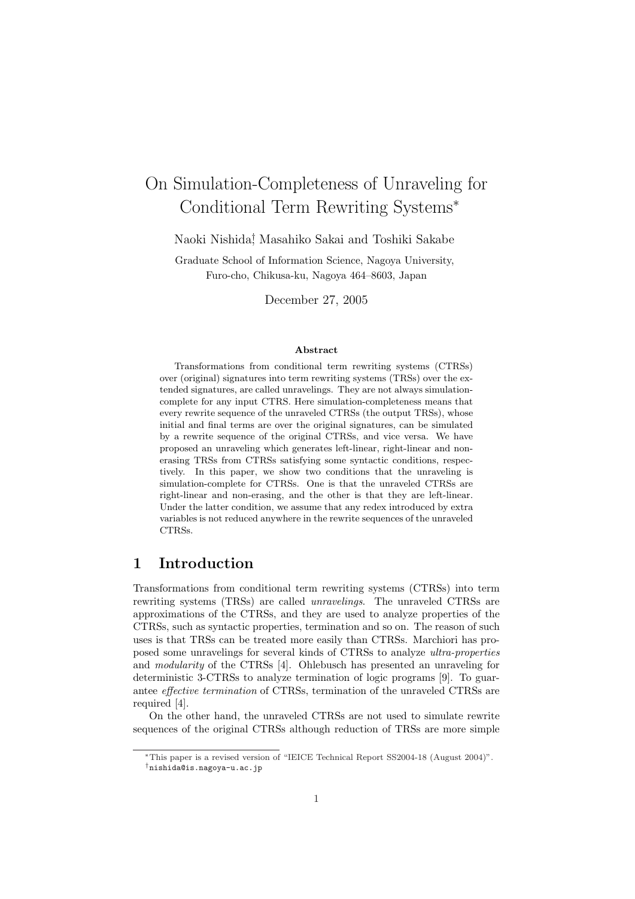# On Simulation-Completeness of Unraveling for Conditional Term Rewriting Systems*

Naoki Nishida†, Masahiko Sakai and Toshiki Sakabe

Graduate School of Information Science, Nagoya University,
Furo-cho, Chikusa-ku, Nagoya 464–8603, Japan

December 27, 2005

### Abstract

Transformations from conditional term rewriting systems (CTRSs) over (original) signatures into term rewriting systems (TRSs) over the extended signatures, are called unravelings. They are not always simulation-complete for any input CTRS. Here simulation-completeness means that every rewrite sequence of the unraveled CTRSs (the output TRSs), whose initial and final terms are over the original signatures, can be simulated by a rewrite sequence of the original CTRSs, and vice versa. We have proposed an unraveling which generates left-linear, right-linear and non-erasing TRSs from CTRSs satisfying some syntactic conditions, respectively. In this paper, we show two conditions that the unraveling is simulation-complete for CTRSs. One is that the unraveled CTRSs are right-linear and non-erasing, and the other is that they are left-linear. Under the latter condition, we assume that any redex introduced by extra variables is not reduced anywhere in the rewrite sequences of the unraveled CTRSs.

## 1 Introduction

Transformations from conditional term rewriting systems (CTRSs) into term rewriting systems (TRSs) are called *unravelings*. The unraveled CTRSs are approximations of the CTRSs, and they are used to analyze properties of the CTRSs, such as syntactic properties, termination and so on. The reason of such uses is that TRSs can be treated more easily than CTRSs. Marchiori has proposed some unravelings for several kinds of CTRSs to analyze *ultra-properties* and *modularity* of the CTRSs [4]. Ohlebusch has presented an unraveling for deterministic 3-CTRSs to analyze termination of logic programs [9]. To guarantee *effective termination* of CTRSs, termination of the unraveled CTRSs are required [4].

On the other hand, the unraveled CTRSs are not used to simulate rewrite sequences of the original CTRSs although reduction of TRSs are more simple

---

*This paper is a revised version of "IEICE Technical Report SS2004-18 (August 2004)".

†nishida@is.nagoya-u.ac.jp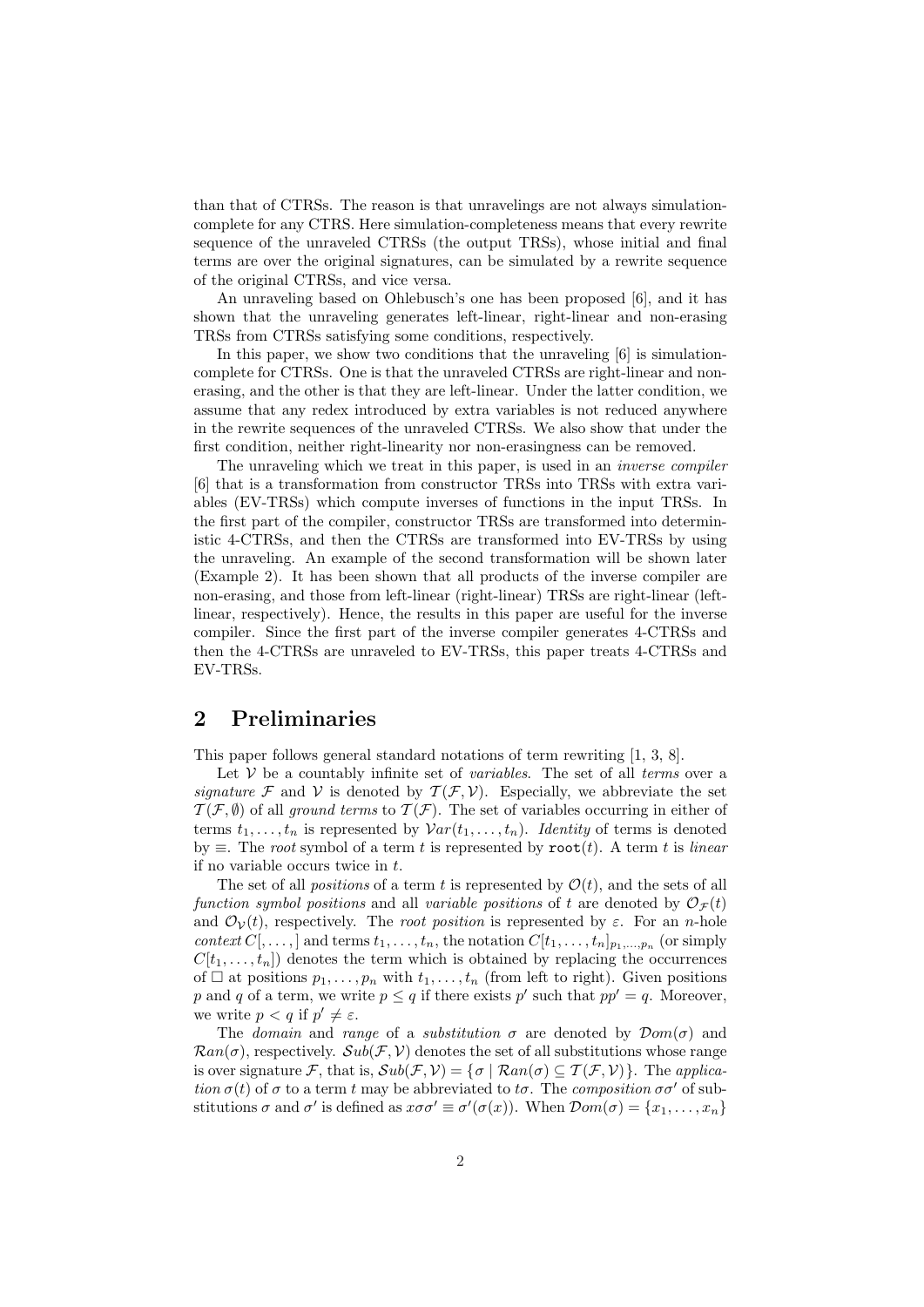than that of CTRSs. The reason is that unravelings are not always simulation-complete for any CTRS. Here simulation-completeness means that every rewrite sequence of the unraveled CTRSs (the output TRSs), whose initial and final terms are over the original signatures, can be simulated by a rewrite sequence of the original CTRSs, and vice versa.

An unraveling based on Ohlebusch's one has been proposed [6], and it has shown that the unraveling generates left-linear, right-linear and non-erasing TRSs from CTRSs satisfying some conditions, respectively.

In this paper, we show two conditions that the unraveling [6] is simulation-complete for CTRSs. One is that the unraveled CTRSs are right-linear and non-erasing, and the other is that they are left-linear. Under the latter condition, we assume that any redex introduced by extra variables is not reduced anywhere in the rewrite sequences of the unraveled CTRSs. We also show that under the first condition, neither right-linearity nor non-erasingness can be removed.

The unraveling which we treat in this paper, is used in an *inverse compiler* [6] that is a transformation from constructor TRSs into TRSs with extra variables (EV-TRSs) which compute inverses of functions in the input TRSs. In the first part of the compiler, constructor TRSs are transformed into deterministic 4-CTRSs, and then the CTRSs are transformed into EV-TRSs by using the unraveling. An example of the second transformation will be shown later (Example 2). It has been shown that all products of the inverse compiler are non-erasing, and those from left-linear (right-linear) TRSs are right-linear (left-linear, respectively). Hence, the results in this paper are useful for the inverse compiler. Since the first part of the inverse compiler generates 4-CTRSs and then the 4-CTRSs are unraveled to EV-TRSs, this paper treats 4-CTRSs and EV-TRSs.

## 2 Preliminaries

This paper follows general standard notations of term rewriting [1, 3, 8].

Let $\mathcal{V}$ be a countably infinite set of *variables*. The set of all *terms* over a *signature* $\mathcal{F}$ and $\mathcal{V}$ is denoted by $\mathcal{T}(\mathcal{F},\mathcal{V})$. Especially, we abbreviate the set $\mathcal{T}(\mathcal{F},\emptyset)$ of all *ground terms* to $\mathcal{T}(\mathcal{F})$. The set of variables occurring in either of terms $t_1,\ldots,t_n$ is represented by $\mathcal{V}ar(t_1,\ldots,t_n)$. *Identity* of terms is denoted by $\equiv$. The *root* symbol of a term $t$ is represented by $\mathtt{root}(t)$. A term $t$ is *linear* if no variable occurs twice in $t$.

The set of all *positions* of a term $t$ is represented by $\mathcal{O}(t)$, and the sets of all *function symbol positions* and all *variable positions* of $t$ are denoted by $\mathcal{O}_{\mathcal{F}}(t)$ and $\mathcal{O}_{\mathcal{V}}(t)$, respectively. The *root position* is represented by $\varepsilon$. For an $n$-hole *context* $C[,\ldots,]$ and terms $t_1,\ldots,t_n$, the notation $C[t_1,\ldots,t_n]_{p_1,\ldots,p_n}$ (or simply $C[t_1,\ldots,t_n]$) denotes the term which is obtained by replacing the occurrences of $\Box$ at positions $p_1,\ldots,p_n$ with $t_1,\ldots,t_n$ (from left to right). Given positions $p$ and $q$ of a term, we write $p \leq q$ if there exists $p'$ such that $pp' = q$. Moreover, we write $p < q$ if $p' \neq \varepsilon$.

The *domain* and *range* of a *substitution* $\sigma$ are denoted by $\mathcal{D}om(\sigma)$ and $\mathcal{R}an(\sigma)$, respectively. $\mathcal{S}ub(\mathcal{F},\mathcal{V})$ denotes the set of all substitutions whose range is over signature $\mathcal{F}$, that is, $\mathcal{S}ub(\mathcal{F},\mathcal{V}) = \{\sigma \mid \mathcal{R}an(\sigma) \subseteq \mathcal{T}(\mathcal{F},\mathcal{V})\}$. The *application* $\sigma(t)$ of $\sigma$ to a term $t$ may be abbreviated to $t\sigma$. The *composition* $\sigma\sigma'$ of substitutions $\sigma$ and $\sigma'$ is defined as $x\sigma\sigma' \equiv \sigma'(\sigma(x))$. When $\mathcal{D}om(\sigma) = \{x_1,\ldots,x_n\}$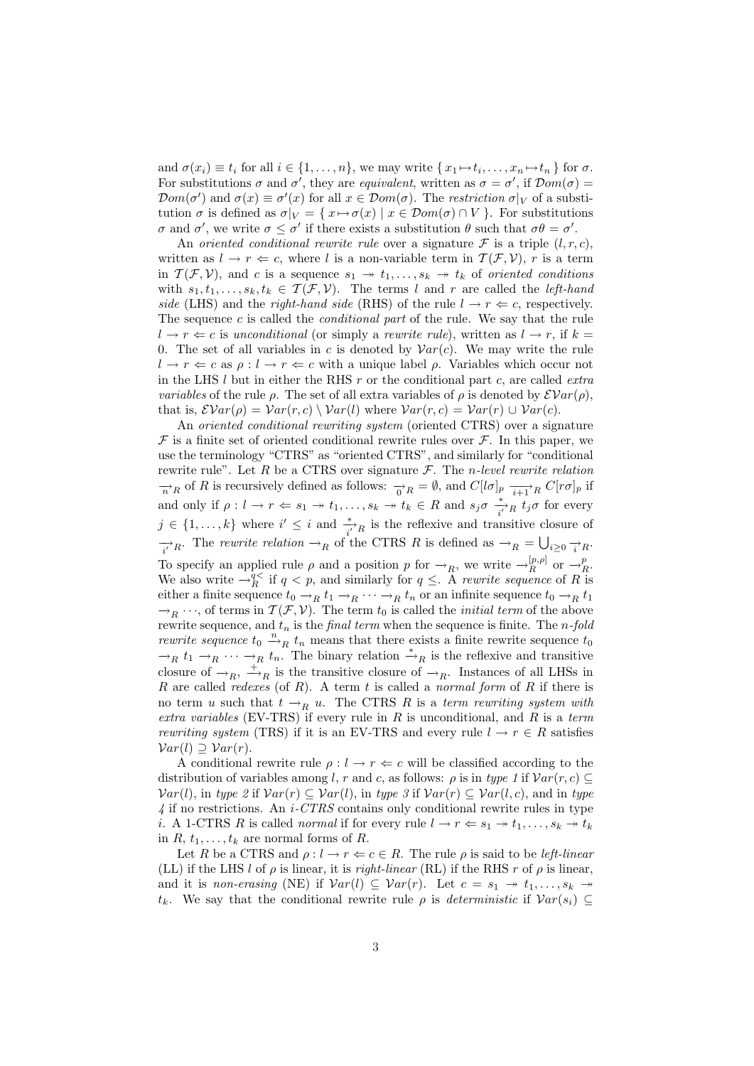and $\sigma(x_i) \equiv t_i$ for all $i \in \{1, \ldots, n\}$, we may write $\{ x_1 \mapsto t_i, \ldots, x_n \mapsto t_n \}$ for $\sigma$. For substitutions $\sigma$ and $\sigma'$, they are *equivalent*, written as $\sigma = \sigma'$, if $\mathcal{D}om(\sigma) = \mathcal{D}om(\sigma')$ and $\sigma(x) \equiv \sigma'(x)$ for all $x \in \mathcal{D}om(\sigma)$. The *restriction* $\sigma|_V$ of a substitution $\sigma$ is defined as $\sigma|_V = \{ x \mapsto \sigma(x) \mid x \in \mathcal{D}om(\sigma) \cap V \}$. For substitutions $\sigma$ and $\sigma'$, we write $\sigma \leq \sigma'$ if there exists a substitution $\theta$ such that $\sigma\theta = \sigma'$.

An *oriented conditional rewrite rule* over a signature $\mathcal{F}$ is a triple $(l, r, c)$, written as $l \to r \Leftarrow c$, where $l$ is a non-variable term in $\mathcal{T}(\mathcal{F}, \mathcal{V})$, $r$ is a term in $\mathcal{T}(\mathcal{F}, \mathcal{V})$, and $c$ is a sequence $s_1 \twoheadrightarrow t_1, \ldots, s_k \twoheadrightarrow t_k$ of *oriented conditions* with $s_1, t_1, \ldots, s_k, t_k \in \mathcal{T}(\mathcal{F}, \mathcal{V})$. The terms $l$ and $r$ are called the *left-hand side* (LHS) and the *right-hand side* (RHS) of the rule $l \to r \Leftarrow c$, respectively. The sequence $c$ is called the *conditional part* of the rule. We say that the rule $l \to r \Leftarrow c$ is *unconditional* (or simply a *rewrite rule*), written as $l \to r$, if $k = 0$. The set of all variables in $c$ is denoted by $\mathcal{V}ar(c)$. We may write the rule $l \to r \Leftarrow c$ as $\rho : l \to r \Leftarrow c$ with a unique label $\rho$. Variables which occur not in the LHS $l$ but in either the RHS $r$ or the conditional part $c$, are called *extra variables* of the rule $\rho$. The set of all extra variables of $\rho$ is denoted by $\mathcal{EV}ar(\rho)$, that is, $\mathcal{EV}ar(\rho) = \mathcal{V}ar(r, c) \setminus \mathcal{V}ar(l)$ where $\mathcal{V}ar(r, c) = \mathcal{V}ar(r) \cup \mathcal{V}ar(c)$.

An *oriented conditional rewriting system* (oriented CTRS) over a signature $\mathcal{F}$ is a finite set of oriented conditional rewrite rules over $\mathcal{F}$. In this paper, we use the terminology "CTRS" as "oriented CTRS", and similarly for "conditional rewrite rule". Let $R$ be a CTRS over signature $\mathcal{F}$. The *n-level rewrite relation* $\underset{n}{\to}_R$ of $R$ is recursively defined as follows: $\underset{0}{\to}_R = \emptyset$, and $C[l\sigma]_p \underset{i+1}{\to}_R C[r\sigma]_p$ if and only if $\rho : l \to r \Leftarrow s_1 \twoheadrightarrow t_1, \ldots, s_k \twoheadrightarrow t_k \in R$ and $s_j\sigma \overset{*}{\underset{i'}{\to}}_R t_j\sigma$ for every $j \in \{1, \ldots, k\}$ where $i' \leq i$ and $\overset{*}{\underset{i'}{\to}}_R$ is the reflexive and transitive closure of $\underset{i'}{\to}_R$. The *rewrite relation* $\to_R$ of the CTRS $R$ is defined as $\to_R = \bigcup_{i \geq 0} \underset{i}{\to}_R$. To specify an applied rule $\rho$ and a position $p$ for $\to_R$, we write $\to_R^{[p,\rho]}$ or $\to_R^{p}$. We also write $\to_R^{q<}$ if $q < p$, and similarly for $q \leq$. A *rewrite sequence* of $R$ is either a finite sequence $t_0 \to_R t_1 \to_R \cdots \to_R t_n$ or an infinite sequence $t_0 \to_R t_1 \to_R \cdots$, of terms in $\mathcal{T}(\mathcal{F}, \mathcal{V})$. The term $t_0$ is called the *initial term* of the above rewrite sequence, and $t_n$ is the *final term* when the sequence is finite. The *n-fold rewrite sequence* $t_0 \overset{n}{\to}_R t_n$ means that there exists a finite rewrite sequence $t_0 \to_R t_1 \to_R \cdots \to_R t_n$. The binary relation $\overset{*}{\to}_R$ is the reflexive and transitive closure of $\to_R$, $\overset{+}{\to}_R$ is the transitive closure of $\to_R$. Instances of all LHSs in $R$ are called *redexes* (of $R$). A term $t$ is called a *normal form* of $R$ if there is no term $u$ such that $t \to_R u$. The CTRS $R$ is a *term rewriting system with extra variables* (EV-TRS) if every rule in $R$ is unconditional, and $R$ is a *term rewriting system* (TRS) if it is an EV-TRS and every rule $l \to r \in R$ satisfies $\mathcal{V}ar(l) \supseteq \mathcal{V}ar(r)$.

A conditional rewrite rule $\rho : l \to r \Leftarrow c$ will be classified according to the distribution of variables among $l$, $r$ and $c$, as follows: $\rho$ is in *type 1* if $\mathcal{V}ar(r, c) \subseteq \mathcal{V}ar(l)$, in *type 2* if $\mathcal{V}ar(r) \subseteq \mathcal{V}ar(l)$, in *type 3* if $\mathcal{V}ar(r) \subseteq \mathcal{V}ar(l, c)$, and in *type 4* if no restrictions. An *i-CTRS* contains only conditional rewrite rules in type $i$. A 1-CTRS $R$ is called *normal* if for every rule $l \to r \Leftarrow s_1 \twoheadrightarrow t_1, \ldots, s_k \twoheadrightarrow t_k$ in $R$, $t_1, \ldots, t_k$ are normal forms of $R$.

Let $R$ be a CTRS and $\rho : l \to r \Leftarrow c \in R$. The rule $\rho$ is said to be *left-linear* (LL) if the LHS $l$ of $\rho$ is linear, it is *right-linear* (RL) if the RHS $r$ of $\rho$ is linear, and it is *non-erasing* (NE) if $\mathcal{V}ar(l) \subseteq \mathcal{V}ar(r)$. Let $c = s_1 \twoheadrightarrow t_1, \ldots, s_k \twoheadrightarrow t_k$. We say that the conditional rewrite rule $\rho$ is *deterministic* if $\mathcal{V}ar(s_i) \subseteq$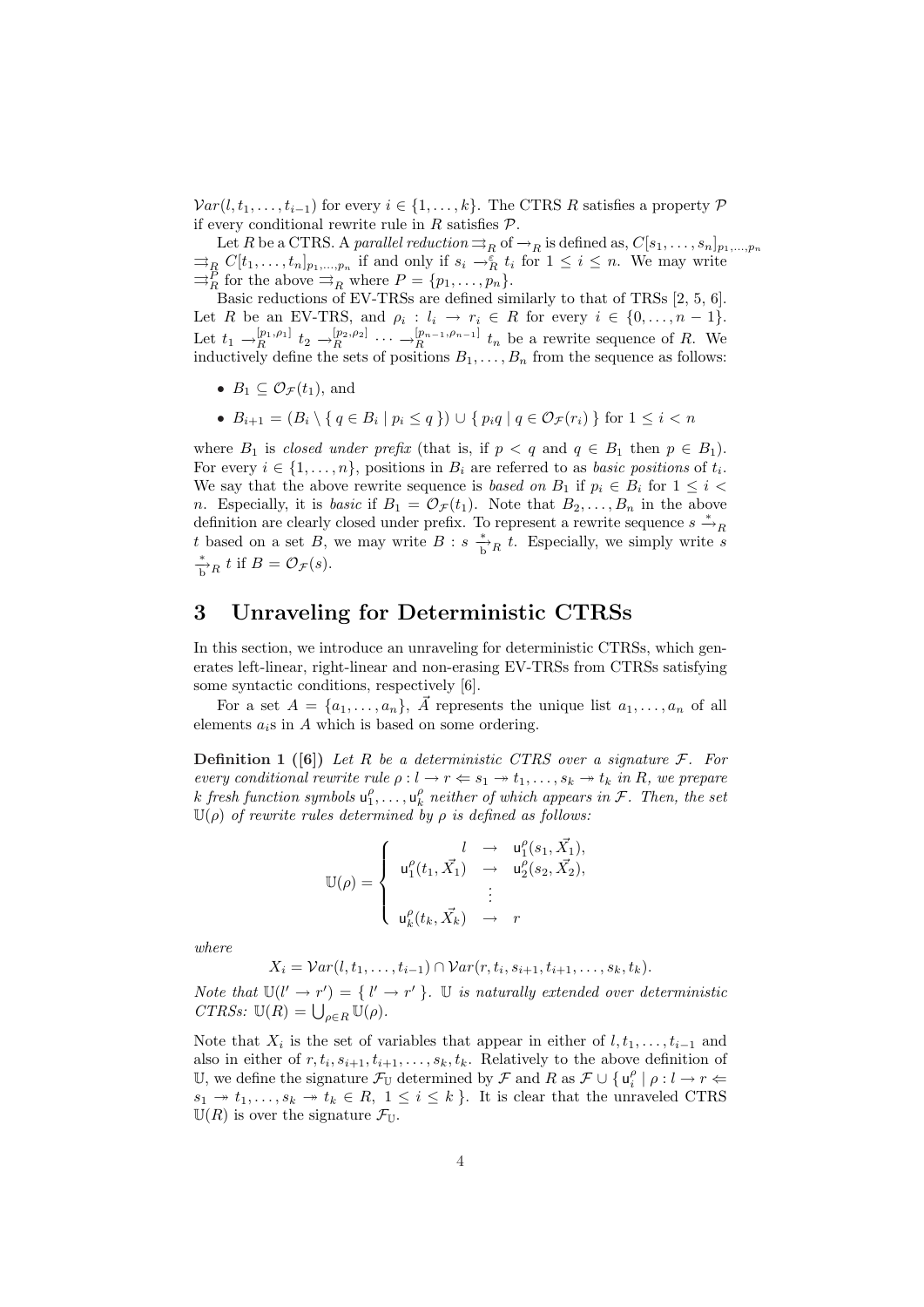$\mathcal{V}ar(l, t_1, \ldots, t_{i-1})$ for every $i \in \{1, \ldots, k\}$. The CTRS $R$ satisfies a property $\mathcal{P}$ if every conditional rewrite rule in $R$ satisfies $\mathcal{P}$.

Let $R$ be a CTRS. A *parallel reduction* $\rightrightarrows_R$ of $\rightarrow_R$ is defined as, $C[s_1, \ldots, s_n]_{p_1,\ldots,p_n} \rightrightarrows_R C[t_1, \ldots, t_n]_{p_1,\ldots,p_n}$ if and only if $s_i \rightarrow^{\varepsilon}_R t_i$ for $1 \leq i \leq n$. We may write $\rightrightarrows^P_R$ for the above $\rightrightarrows_R$ where $P = \{p_1, \ldots, p_n\}$.

Basic reductions of EV-TRSs are defined similarly to that of TRSs [2, 5, 6]. Let $R$ be an EV-TRS, and $\rho_i : l_i \rightarrow r_i \in R$ for every $i \in \{0, \ldots, n-1\}$. Let $t_1 \rightarrow^{[p_1,\rho_1]}_R t_2 \rightarrow^{[p_2,\rho_2]}_R \cdots \rightarrow^{[p_{n-1},\rho_{n-1}]}_R t_n$ be a rewrite sequence of $R$. We inductively define the sets of positions $B_1, \ldots, B_n$ from the sequence as follows:

- $B_1 \subseteq \mathcal{O}_{\mathcal{F}}(t_1)$, and
- $B_{i+1} = (B_i \setminus \{\, q \in B_i \mid p_i \leq q \,\}) \cup \{\, p_i q \mid q \in \mathcal{O}_{\mathcal{F}}(r_i) \,\}$ for $1 \leq i < n$

where $B_1$ is *closed under prefix* (that is, if $p < q$ and $q \in B_1$ then $p \in B_1$). For every $i \in \{1, \ldots, n\}$, positions in $B_i$ are referred to as *basic positions* of $t_i$. We say that the above rewrite sequence is *based on* $B_1$ if $p_i \in B_i$ for $1 \leq i < n$. Especially, it is *basic* if $B_1 = \mathcal{O}_{\mathcal{F}}(t_1)$. Note that $B_2, \ldots, B_n$ in the above definition are clearly closed under prefix. To represent a rewrite sequence $s \xrightarrow{*}_R t$ based on a set $B$, we may write $B : s \xrightarrow[\mathrm{b}]{*}_R t$. Especially, we simply write $s \xrightarrow[\mathrm{b}]{*}_R t$ if $B = \mathcal{O}_{\mathcal{F}}(s)$.

# 3 Unraveling for Deterministic CTRSs

In this section, we introduce an unraveling for deterministic CTRSs, which generates left-linear, right-linear and non-erasing EV-TRSs from CTRSs satisfying some syntactic conditions, respectively [6].

For a set $A = \{a_1, \ldots, a_n\}$, $\vec{A}$ represents the unique list $a_1, \ldots, a_n$ of all elements $a_i$s in $A$ which is based on some ordering.

**Definition 1 ([6])** *Let $R$ be a deterministic CTRS over a signature $\mathcal{F}$. For every conditional rewrite rule $\rho : l \rightarrow r \Leftarrow s_1 \twoheadrightarrow t_1, \ldots, s_k \twoheadrightarrow t_k$ in $R$, we prepare $k$ fresh function symbols $\mathsf{u}^\rho_1, \ldots, \mathsf{u}^\rho_k$ neither of which appears in $\mathcal{F}$. Then, the set $\mathbb{U}(\rho)$ of rewrite rules determined by $\rho$ is defined as follows:*

$$\mathbb{U}(\rho) = \left\{ \begin{array}{rcl} l & \rightarrow & \mathsf{u}^\rho_1(s_1, \vec{X_1}), \\ \mathsf{u}^\rho_1(t_1, \vec{X_1}) & \rightarrow & \mathsf{u}^\rho_2(s_2, \vec{X_2}), \\ & \vdots & \\ \mathsf{u}^\rho_k(t_k, \vec{X_k}) & \rightarrow & r \end{array} \right.$$

*where*

$$X_i = \mathcal{V}ar(l, t_1, \ldots, t_{i-1}) \cap \mathcal{V}ar(r, t_i, s_{i+1}, t_{i+1}, \ldots, s_k, t_k).$$

*Note that $\mathbb{U}(l' \rightarrow r') = \{\, l' \rightarrow r' \,\}$. $\mathbb{U}$ is naturally extended over deterministic CTRSs: $\mathbb{U}(R) = \bigcup_{\rho \in R} \mathbb{U}(\rho)$.*

Note that $X_i$ is the set of variables that appear in either of $l, t_1, \ldots, t_{i-1}$ and also in either of $r, t_i, s_{i+1}, t_{i+1}, \ldots, s_k, t_k$. Relatively to the above definition of $\mathbb{U}$, we define the signature $\mathcal{F}_{\mathbb{U}}$ determined by $\mathcal{F}$ and $R$ as $\mathcal{F} \cup \{\, \mathsf{u}^\rho_i \mid \rho : l \rightarrow r \Leftarrow s_1 \twoheadrightarrow t_1, \ldots, s_k \twoheadrightarrow t_k \in R,\ 1 \leq i \leq k \,\}$. It is clear that the unraveled CTRS $\mathbb{U}(R)$ is over the signature $\mathcal{F}_{\mathbb{U}}$.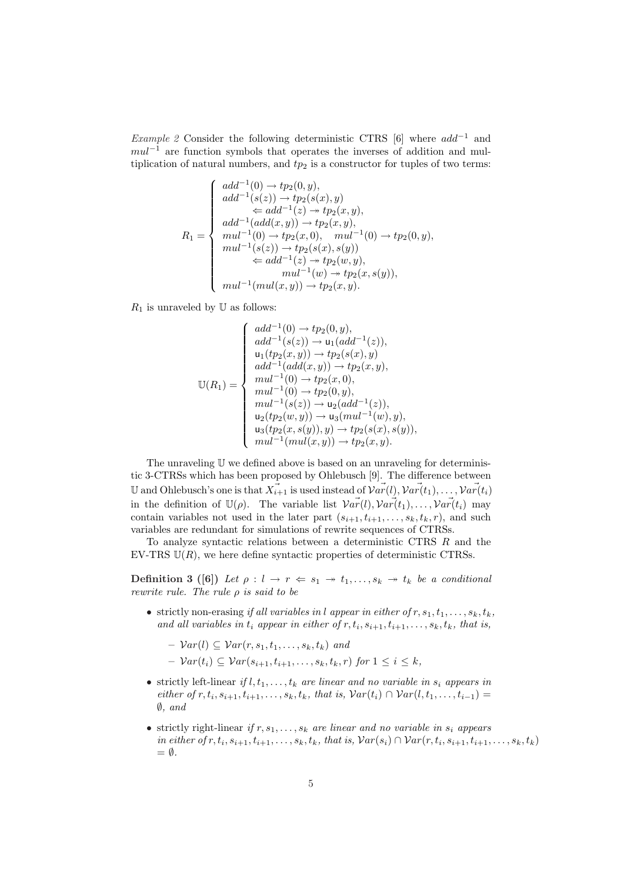*Example 2* Consider the following deterministic CTRS [6] where $add^{-1}$ and $mul^{-1}$ are function symbols that operates the inverses of addition and multiplication of natural numbers, and $tp_2$ is a constructor for tuples of two terms:

$$R_1 = \left\{ \begin{array}{l} add^{-1}(0) \to tp_2(0, y), \\ add^{-1}(s(z)) \to tp_2(s(x), y) \\ \qquad \Leftarrow add^{-1}(z) \twoheadrightarrow tp_2(x, y), \\ add^{-1}(add(x, y)) \to tp_2(x, y), \\ mul^{-1}(0) \to tp_2(x, 0), \quad mul^{-1}(0) \to tp_2(0, y), \\ mul^{-1}(s(z)) \to tp_2(s(x), s(y)) \\ \qquad \Leftarrow add^{-1}(z) \twoheadrightarrow tp_2(w, y), \\ \qquad\qquad mul^{-1}(w) \twoheadrightarrow tp_2(x, s(y)), \\ mul^{-1}(mul(x, y)) \to tp_2(x, y). \end{array} \right.$$

$R_1$ is unraveled by $\mathbb{U}$ as follows:

$$\mathbb{U}(R_1) = \left\{ \begin{array}{l} add^{-1}(0) \to tp_2(0, y), \\ add^{-1}(s(z)) \to \mathsf{u}_1(add^{-1}(z)), \\ \mathsf{u}_1(tp_2(x, y)) \to tp_2(s(x), y) \\ add^{-1}(add(x, y)) \to tp_2(x, y), \\ mul^{-1}(0) \to tp_2(x, 0), \\ mul^{-1}(0) \to tp_2(0, y), \\ mul^{-1}(s(z)) \to \mathsf{u}_2(add^{-1}(z)), \\ \mathsf{u}_2(tp_2(w, y)) \to \mathsf{u}_3(mul^{-1}(w), y), \\ \mathsf{u}_3(tp_2(x, s(y)), y) \to tp_2(s(x), s(y)), \\ mul^{-1}(mul(x, y)) \to tp_2(x, y). \end{array} \right.$$

The unraveling $\mathbb{U}$ we defined above is based on an unraveling for deterministic 3-CTRSs which has been proposed by Ohlebusch [9]. The difference between $\mathbb{U}$ and Ohlebusch's one is that $\vec{X_{i+1}}$ is used instead of $\vec{\mathcal{V}ar}(l), \vec{\mathcal{V}ar}(t_1), \ldots, \vec{\mathcal{V}ar}(t_i)$ in the definition of $\mathbb{U}(\rho)$. The variable list $\vec{\mathcal{V}ar}(l), \vec{\mathcal{V}ar}(t_1), \ldots, \vec{\mathcal{V}ar}(t_i)$ may contain variables not used in the later part $(s_{i+1}, t_{i+1}, \ldots, s_k, t_k, r)$, and such variables are redundant for simulations of rewrite sequences of CTRSs.

To analyze syntactic relations between a deterministic CTRS $R$ and the EV-TRS $\mathbb{U}(R)$, we here define syntactic properties of deterministic CTRSs.

**Definition 3 ([6])** *Let $\rho : l \to r \Leftarrow s_1 \twoheadrightarrow t_1, \ldots, s_k \twoheadrightarrow t_k$ be a conditional rewrite rule. The rule $\rho$ is said to be*

- strictly non-erasing *if all variables in $l$ appear in either of $r, s_1, t_1, \ldots, s_k, t_k$, and all variables in $t_i$ appear in either of $r, t_i, s_{i+1}, t_{i+1}, \ldots, s_k, t_k$, that is,*
  - $\mathcal{V}ar(l) \subseteq \mathcal{V}ar(r, s_1, t_1, \ldots, s_k, t_k)$ *and*
  - $\mathcal{V}ar(t_i) \subseteq \mathcal{V}ar(s_{i+1}, t_{i+1}, \ldots, s_k, t_k, r)$ *for $1 \leq i \leq k$,*
- strictly left-linear *if $l, t_1, \ldots, t_k$ are linear and no variable in $s_i$ appears in either of $r, t_i, s_{i+1}, t_{i+1}, \ldots, s_k, t_k$, that is, $\mathcal{V}ar(t_i) \cap \mathcal{V}ar(l, t_1, \ldots, t_{i-1}) = \emptyset$, and*
- strictly right-linear *if $r, s_1, \ldots, s_k$ are linear and no variable in $s_i$ appears in either of $r, t_i, s_{i+1}, t_{i+1}, \ldots, s_k, t_k$, that is, $\mathcal{V}ar(s_i) \cap \mathcal{V}ar(r, t_i, s_{i+1}, t_{i+1}, \ldots, s_k, t_k) = \emptyset$.*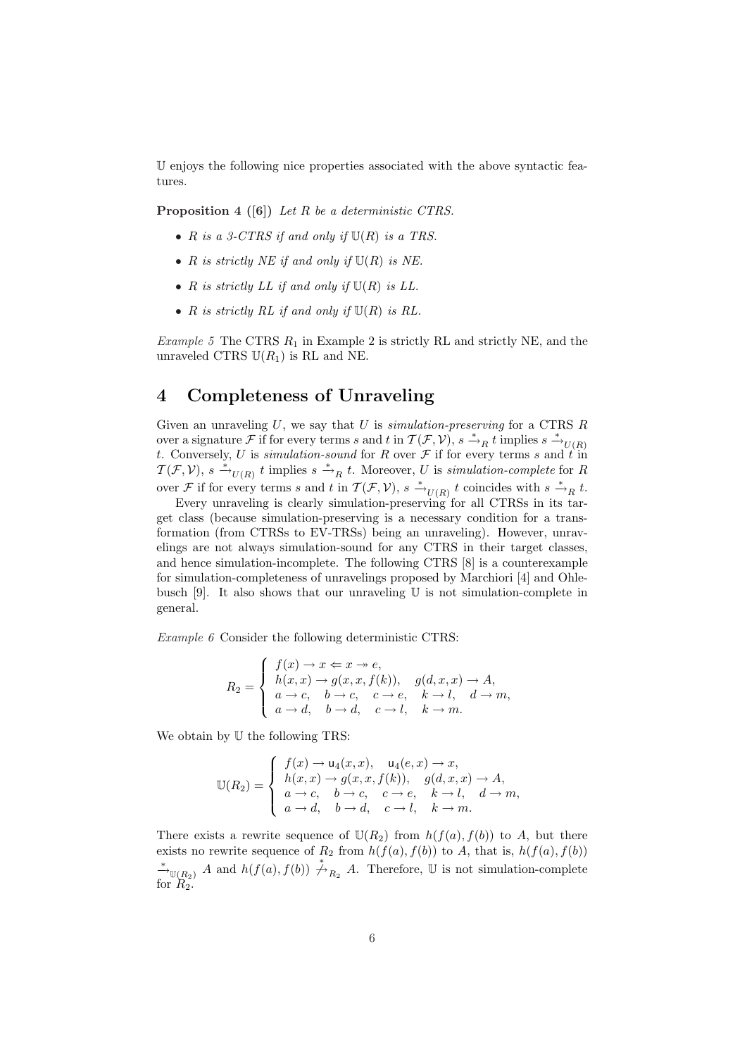$\mathbb{U}$ enjoys the following nice properties associated with the above syntactic features.

**Proposition 4 ([6])** *Let $R$ be a deterministic CTRS.*

- *$R$ is a 3-CTRS if and only if $\mathbb{U}(R)$ is a TRS.*
- *$R$ is strictly NE if and only if $\mathbb{U}(R)$ is NE.*
- *$R$ is strictly LL if and only if $\mathbb{U}(R)$ is LL.*
- *$R$ is strictly RL if and only if $\mathbb{U}(R)$ is RL.*

*Example 5* The CTRS $R_1$ in Example 2 is strictly RL and strictly NE, and the unraveled CTRS $\mathbb{U}(R_1)$ is RL and NE.

# 4 Completeness of Unraveling

Given an unraveling $U$, we say that $U$ is *simulation-preserving* for a CTRS $R$ over a signature $\mathcal{F}$ if for every terms $s$ and $t$ in $\mathcal{T}(\mathcal{F},\mathcal{V})$, $s \xrightarrow{*}_R t$ implies $s \xrightarrow{*}_{U(R)} t$. Conversely, $U$ is *simulation-sound* for $R$ over $\mathcal{F}$ if for every terms $s$ and $t$ in $\mathcal{T}(\mathcal{F},\mathcal{V})$, $s \xrightarrow{*}_{U(R)} t$ implies $s \xrightarrow{*}_R t$. Moreover, $U$ is *simulation-complete* for $R$ over $\mathcal{F}$ if for every terms $s$ and $t$ in $\mathcal{T}(\mathcal{F},\mathcal{V})$, $s \xrightarrow{*}_{U(R)} t$ coincides with $s \xrightarrow{*}_R t$.

Every unraveling is clearly simulation-preserving for all CTRSs in its target class (because simulation-preserving is a necessary condition for a transformation (from CTRSs to EV-TRSs) being an unraveling). However, unravelings are not always simulation-sound for any CTRS in their target classes, and hence simulation-incomplete. The following CTRS [8] is a counterexample for simulation-completeness of unravelings proposed by Marchiori [4] and Ohlebusch [9]. It also shows that our unraveling $\mathbb{U}$ is not simulation-complete in general.

*Example 6* Consider the following deterministic CTRS:

$$R_2 = \left\{ \begin{array}{l} f(x) \to x \Leftarrow x \twoheadrightarrow e, \\ h(x,x) \to g(x,x,f(k)), \quad g(d,x,x) \to A, \\ a \to c, \quad b \to c, \quad c \to e, \quad k \to l, \quad d \to m, \\ a \to d, \quad b \to d, \quad c \to l, \quad k \to m. \end{array} \right.$$

We obtain by $\mathbb{U}$ the following TRS:

$$\mathbb{U}(R_2) = \left\{ \begin{array}{l} f(x) \to \mathsf{u}_4(x,x), \quad \mathsf{u}_4(e,x) \to x, \\ h(x,x) \to g(x,x,f(k)), \quad g(d,x,x) \to A, \\ a \to c, \quad b \to c, \quad c \to e, \quad k \to l, \quad d \to m, \\ a \to d, \quad b \to d, \quad c \to l, \quad k \to m. \end{array} \right.$$

There exists a rewrite sequence of $\mathbb{U}(R_2)$ from $h(f(a), f(b))$ to $A$, but there exists no rewrite sequence of $R_2$ from $h(f(a), f(b))$ to $A$, that is, $h(f(a), f(b)) \xrightarrow{*}_{\mathbb{U}(R_2)} A$ and $h(f(a), f(b)) \not\xrightarrow{*}_{R_2} A$. Therefore, $\mathbb{U}$ is not simulation-complete for $R_2$.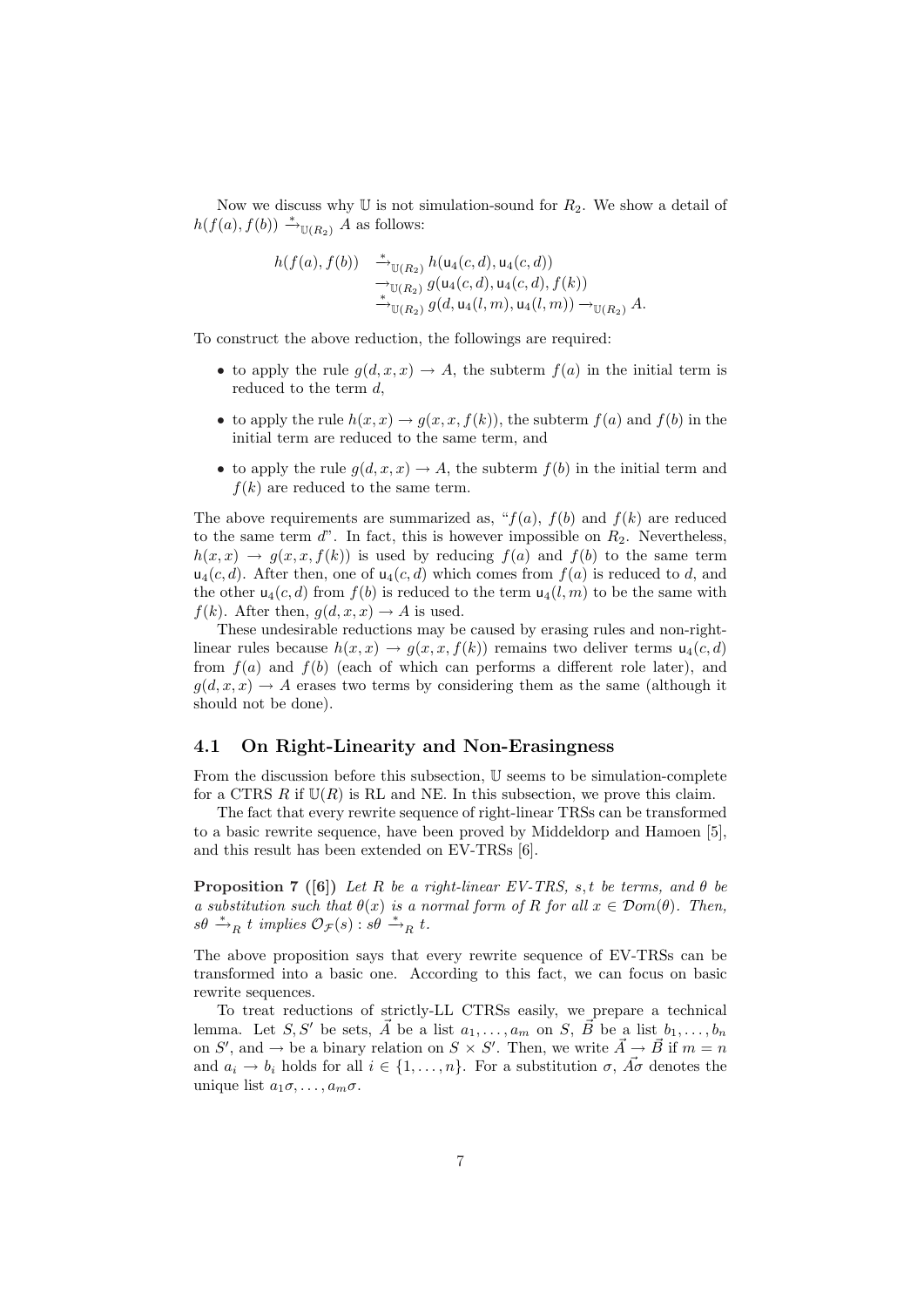Now we discuss why $\mathbb{U}$ is not simulation-sound for $R_2$. We show a detail of $h(f(a), f(b)) \xrightarrow{*}_{\mathbb{U}(R_2)} A$ as follows:

$$\begin{array}{rl} h(f(a), f(b)) & \xrightarrow{*}_{\mathbb{U}(R_2)} h(\mathsf{u}_4(c,d), \mathsf{u}_4(c,d)) \\ & \rightarrow_{\mathbb{U}(R_2)} g(\mathsf{u}_4(c,d), \mathsf{u}_4(c,d), f(k)) \\ & \xrightarrow{*}_{\mathbb{U}(R_2)} g(d, \mathsf{u}_4(l,m), \mathsf{u}_4(l,m)) \rightarrow_{\mathbb{U}(R_2)} A. \end{array}$$

To construct the above reduction, the followings are required:

- to apply the rule $g(d, x, x) \to A$, the subterm $f(a)$ in the initial term is reduced to the term $d$,
- to apply the rule $h(x, x) \to g(x, x, f(k))$, the subterm $f(a)$ and $f(b)$ in the initial term are reduced to the same term, and
- to apply the rule $g(d, x, x) \to A$, the subterm $f(b)$ in the initial term and $f(k)$ are reduced to the same term.

The above requirements are summarized as, "$f(a)$, $f(b)$ and $f(k)$ are reduced to the same term $d$". In fact, this is however impossible on $R_2$. Nevertheless, $h(x, x) \to g(x, x, f(k))$ is used by reducing $f(a)$ and $f(b)$ to the same term $\mathsf{u}_4(c, d)$. After then, one of $\mathsf{u}_4(c, d)$ which comes from $f(a)$ is reduced to $d$, and the other $\mathsf{u}_4(c, d)$ from $f(b)$ is reduced to the term $\mathsf{u}_4(l, m)$ to be the same with $f(k)$. After then, $g(d, x, x) \to A$ is used.

These undesirable reductions may be caused by erasing rules and non-right-linear rules because $h(x, x) \to g(x, x, f(k))$ remains two deliver terms $\mathsf{u}_4(c, d)$ from $f(a)$ and $f(b)$ (each of which can performs a different role later), and $g(d, x, x) \to A$ erases two terms by considering them as the same (although it should not be done).

## 4.1 On Right-Linearity and Non-Erasingness

From the discussion before this subsection, $\mathbb{U}$ seems to be simulation-complete for a CTRS $R$ if $\mathbb{U}(R)$ is RL and NE. In this subsection, we prove this claim.

The fact that every rewrite sequence of right-linear TRSs can be transformed to a basic rewrite sequence, have been proved by Middeldorp and Hamoen [5], and this result has been extended on EV-TRSs [6].

**Proposition 7 ([6])** *Let $R$ be a right-linear EV-TRS, $s, t$ be terms, and $\theta$ be a substitution such that $\theta(x)$ is a normal form of $R$ for all $x \in \mathcal{D}om(\theta)$. Then, $s\theta \xrightarrow{*}_R t$ implies $\mathcal{O}_{\mathcal{F}}(s) : s\theta \xrightarrow{*}_R t$.*

The above proposition says that every rewrite sequence of EV-TRSs can be transformed into a basic one. According to this fact, we can focus on basic rewrite sequences.

To treat reductions of strictly-LL CTRSs easily, we prepare a technical lemma. Let $S, S'$ be sets, $\vec{A}$ be a list $a_1, \ldots, a_m$ on $S$, $\vec{B}$ be a list $b_1, \ldots, b_n$ on $S'$, and $\to$ be a binary relation on $S \times S'$. Then, we write $\vec{A} \to \vec{B}$ if $m = n$ and $a_i \to b_i$ holds for all $i \in \{1, \ldots, n\}$. For a substitution $\sigma$, $\vec{A}\sigma$ denotes the unique list $a_1\sigma, \ldots, a_m\sigma$.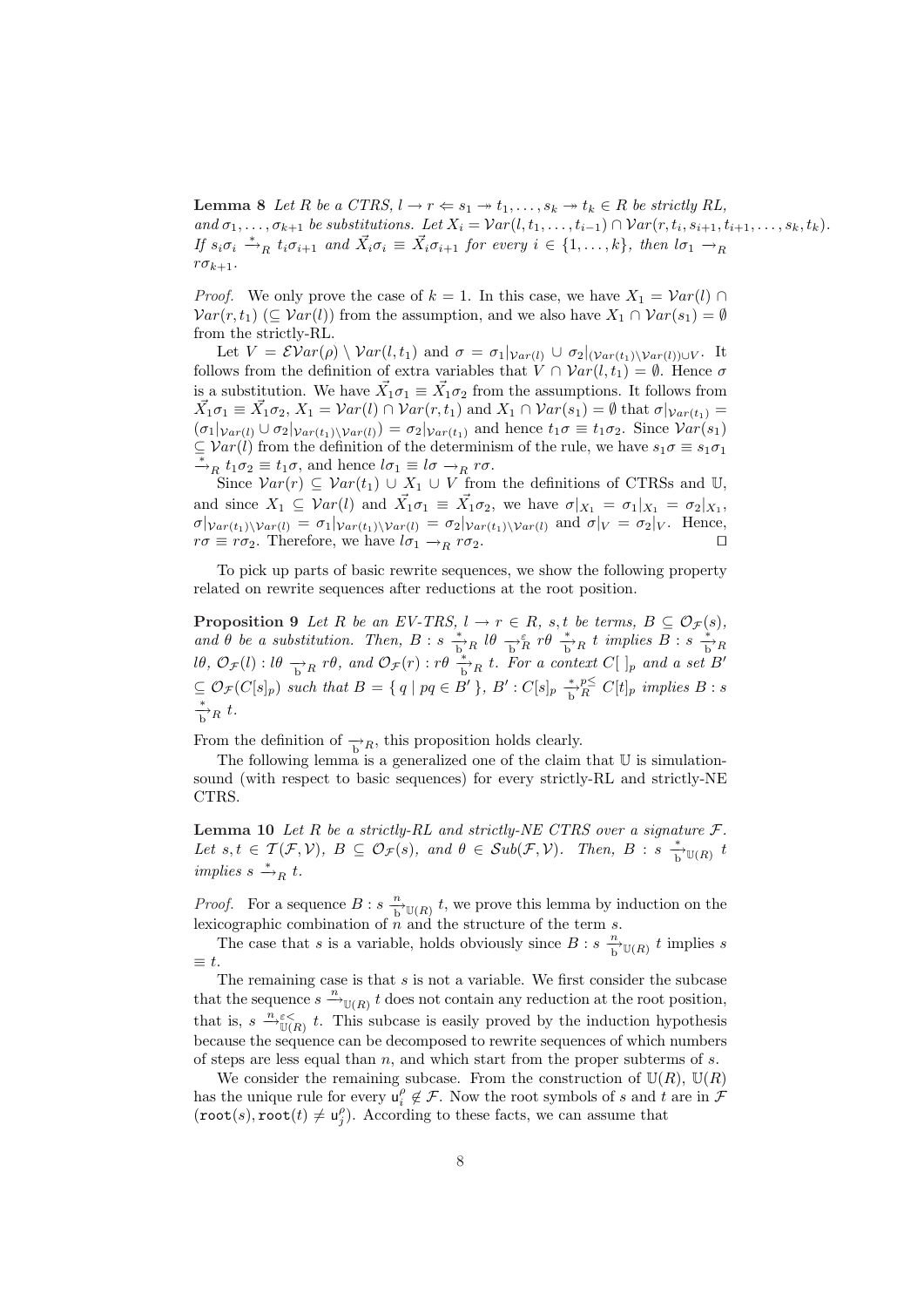**Lemma 8** *Let $R$ be a CTRS, $l \to r \Leftarrow s_1 \twoheadrightarrow t_1, \ldots, s_k \twoheadrightarrow t_k \in R$ be strictly RL, and $\sigma_1, \ldots, \sigma_{k+1}$ be substitutions. Let $X_i = \mathcal{V}ar(l, t_1, \ldots, t_{i-1}) \cap \mathcal{V}ar(r, t_i, s_{i+1}, t_{i+1}, \ldots, s_k, t_k)$. If $s_i\sigma_i \xrightarrow{*}_R t_i\sigma_{i+1}$ and $\vec{X}_i\sigma_i \equiv \vec{X}_i\sigma_{i+1}$ for every $i \in \{1, \ldots, k\}$, then $l\sigma_1 \to_R r\sigma_{k+1}$.*

*Proof.* We only prove the case of $k = 1$. In this case, we have $X_1 = \mathcal{V}ar(l) \cap \mathcal{V}ar(r, t_1)$ $(\subseteq \mathcal{V}ar(l))$ from the assumption, and we also have $X_1 \cap \mathcal{V}ar(s_1) = \emptyset$ from the strictly-RL.

Let $V = \mathcal{EV}ar(\rho) \setminus \mathcal{V}ar(l, t_1)$ and $\sigma = \sigma_1|_{\mathcal{V}ar(l)} \cup \sigma_2|_{(\mathcal{V}ar(t_1) \setminus \mathcal{V}ar(l)) \cup V}$. It follows from the definition of extra variables that $V \cap \mathcal{V}ar(l, t_1) = \emptyset$. Hence $\sigma$ is a substitution. We have $\vec{X}_1\sigma_1 \equiv \vec{X}_1\sigma_2$ from the assumptions. It follows from $\vec{X}_1\sigma_1 \equiv \vec{X}_1\sigma_2$, $X_1 = \mathcal{V}ar(l) \cap \mathcal{V}ar(r, t_1)$ and $X_1 \cap \mathcal{V}ar(s_1) = \emptyset$ that $\sigma|_{\mathcal{V}ar(t_1)} = (\sigma_1|_{\mathcal{V}ar(l)} \cup \sigma_2|_{\mathcal{V}ar(t_1) \setminus \mathcal{V}ar(l)}) = \sigma_2|_{\mathcal{V}ar(t_1)}$ and hence $t_1\sigma \equiv t_1\sigma_2$. Since $\mathcal{V}ar(s_1) \subseteq \mathcal{V}ar(l)$ from the definition of the determinism of the rule, we have $s_1\sigma \equiv s_1\sigma_1 \xrightarrow{*}_R t_1\sigma_2 \equiv t_1\sigma$, and hence $l\sigma_1 \equiv l\sigma \to_R r\sigma$.

Since $\mathcal{V}ar(r) \subseteq \mathcal{V}ar(t_1) \cup X_1 \cup V$ from the definitions of CTRSs and $\mathbb{U}$, and since $X_1 \subseteq \mathcal{V}ar(l)$ and $\vec{X}_1\sigma_1 \equiv \vec{X}_1\sigma_2$, we have $\sigma|_{X_1} = \sigma_1|_{X_1} = \sigma_2|_{X_1}$, $\sigma|_{\mathcal{V}ar(t_1)\setminus\mathcal{V}ar(l)} = \sigma_1|_{\mathcal{V}ar(t_1)\setminus\mathcal{V}ar(l)} = \sigma_2|_{\mathcal{V}ar(t_1)\setminus\mathcal{V}ar(l)}$ and $\sigma|_V = \sigma_2|_V$. Hence, $r\sigma \equiv r\sigma_2$. Therefore, we have $l\sigma_1 \to_R r\sigma_2$. □

To pick up parts of basic rewrite sequences, we show the following property related on rewrite sequences after reductions at the root position.

**Proposition 9** *Let $R$ be an EV-TRS, $l \to r \in R$, $s, t$ be terms, $B \subseteq \mathcal{O}_\mathcal{F}(s)$, and $\theta$ be a substitution. Then, $B : s \xrightarrow[\mathrm{b}]{*}_R l\theta \xrightarrow[\mathrm{b}]{\varepsilon}_R r\theta \xrightarrow[\mathrm{b}]{*}_R t$ implies $B : s \xrightarrow[\mathrm{b}]{*}_R l\theta$, $\mathcal{O}_\mathcal{F}(l) : l\theta \xrightarrow[\mathrm{b}]{}_R r\theta$, and $\mathcal{O}_\mathcal{F}(r) : r\theta \xrightarrow[\mathrm{b}]{*}_R t$. For a context $C[\,]_p$ and a set $B' \subseteq \mathcal{O}_\mathcal{F}(C[s]_p)$ such that $B = \{ q \mid pq \in B' \}$, $B' : C[s]_p \xrightarrow[\mathrm{b}]{*}{}^{p\leq}_R C[t]_p$ implies $B : s \xrightarrow[\mathrm{b}]{*}_R t$.*

From the definition of $\xrightarrow[\mathrm{b}]{}_R$, this proposition holds clearly.

The following lemma is a generalized one of the claim that $\mathbb{U}$ is simulation-sound (with respect to basic sequences) for every strictly-RL and strictly-NE CTRS.

**Lemma 10** *Let $R$ be a strictly-RL and strictly-NE CTRS over a signature $\mathcal{F}$. Let $s, t \in \mathcal{T}(\mathcal{F}, \mathcal{V})$, $B \subseteq \mathcal{O}_\mathcal{F}(s)$, and $\theta \in \mathcal{S}ub(\mathcal{F}, \mathcal{V})$. Then, $B : s \xrightarrow[\mathrm{b}]{*}_{\mathbb{U}(R)} t$ implies $s \xrightarrow{*}_R t$.*

*Proof.* For a sequence $B : s \xrightarrow[\mathrm{b}]{n}_{\mathbb{U}(R)} t$, we prove this lemma by induction on the lexicographic combination of $n$ and the structure of the term $s$.

The case that $s$ is a variable, holds obviously since $B : s \xrightarrow[\mathrm{b}]{n}_{\mathbb{U}(R)} t$ implies $s \equiv t$.

The remaining case is that $s$ is not a variable. We first consider the subcase that the sequence $s \xrightarrow{n}_{\mathbb{U}(R)} t$ does not contain any reduction at the root position, that is, $s \xrightarrow{n}{}^{\varepsilon<}_{\mathbb{U}(R)} t$. This subcase is easily proved by the induction hypothesis because the sequence can be decomposed to rewrite sequences of which numbers of steps are less equal than $n$, and which start from the proper subterms of $s$.

We consider the remaining subcase. From the construction of $\mathbb{U}(R)$, $\mathbb{U}(R)$ has the unique rule for every $\mathsf{u}_i^\rho \notin \mathcal{F}$. Now the root symbols of $s$ and $t$ are in $\mathcal{F}$ $(\mathtt{root}(s), \mathtt{root}(t) \neq \mathsf{u}_j^\rho)$. According to these facts, we can assume that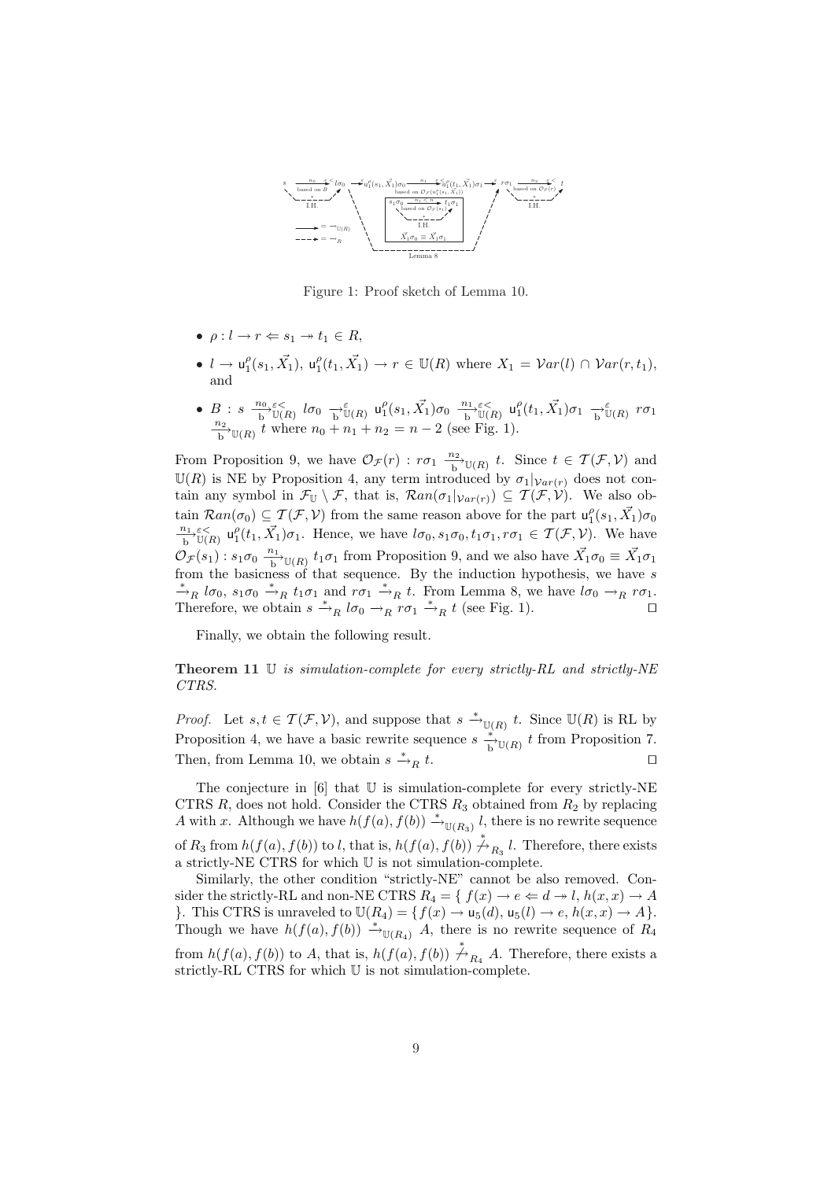Figure 1: Proof sketch of Lemma 10.

- $\rho : l \to r \Leftarrow s_1 \twoheadrightarrow t_1 \in R$,
- $l \to \mathsf{u}^{\rho}_1(s_1, \vec{X_1}),\ \mathsf{u}^{\rho}_1(t_1, \vec{X_1}) \to r \in \mathbb{U}(R)$ where $X_1 = \mathcal{V}ar(l) \cap \mathcal{V}ar(r, t_1)$, and
- $B : s \xrightarrow[\mathrm{b}]{n_0}{}^{\varepsilon<}_{\mathbb{U}(R)} l\sigma_0 \xrightarrow[\mathrm{b}]{}{}^{\varepsilon}_{\mathbb{U}(R)} \mathsf{u}^{\rho}_1(s_1, \vec{X_1})\sigma_0 \xrightarrow[\mathrm{b}]{n_1}{}^{\varepsilon<}_{\mathbb{U}(R)} \mathsf{u}^{\rho}_1(t_1, \vec{X_1})\sigma_1 \xrightarrow[\mathrm{b}]{}{}^{\varepsilon}_{\mathbb{U}(R)} r\sigma_1 \xrightarrow[\mathrm{b}]{n_2}_{\mathbb{U}(R)} t$ where $n_0 + n_1 + n_2 = n - 2$ (see Fig. 1).

From Proposition 9, we have $\mathcal{O}_{\mathcal{F}}(r) : r\sigma_1 \xrightarrow[\mathrm{b}]{n_2}_{\mathbb{U}(R)} t$. Since $t \in \mathcal{T}(\mathcal{F}, \mathcal{V})$ and $\mathbb{U}(R)$ is NE by Proposition 4, any term introduced by $\sigma_1|_{\mathcal{V}ar(r)}$ does not contain any symbol in $\mathcal{F}_{\mathbb{U}} \setminus \mathcal{F}$, that is, $\mathcal{R}an(\sigma_1|_{\mathcal{V}ar(r)}) \subseteq \mathcal{T}(\mathcal{F}, \mathcal{V})$. We also obtain $\mathcal{R}an(\sigma_0) \subseteq \mathcal{T}(\mathcal{F}, \mathcal{V})$ from the same reason above for the part $\mathsf{u}^{\rho}_1(s_1, \vec{X_1})\sigma_0 \xrightarrow[\mathrm{b}]{n_1}{}^{\varepsilon<}_{\mathbb{U}(R)} \mathsf{u}^{\rho}_1(t_1, \vec{X_1})\sigma_1$. Hence, we have $l\sigma_0, s_1\sigma_0, t_1\sigma_1, r\sigma_1 \in \mathcal{T}(\mathcal{F}, \mathcal{V})$. We have $\mathcal{O}_{\mathcal{F}}(s_1) : s_1\sigma_0 \xrightarrow[\mathrm{b}]{n_1}_{\mathbb{U}(R)} t_1\sigma_1$ from Proposition 9, and we also have $\vec{X_1}\sigma_0 \equiv \vec{X_1}\sigma_1$ from the basicness of that sequence. By the induction hypothesis, we have $s \xrightarrow{*}_R l\sigma_0$, $s_1\sigma_0 \xrightarrow{*}_R t_1\sigma_1$ and $r\sigma_1 \xrightarrow{*}_R t$. From Lemma 8, we have $l\sigma_0 \to_R r\sigma_1$. Therefore, we obtain $s \xrightarrow{*}_R l\sigma_0 \to_R r\sigma_1 \xrightarrow{*}_R t$ (see Fig. 1). $\square$

Finally, we obtain the following result.

**Theorem 11** *$\mathbb{U}$ is simulation-complete for every strictly-RL and strictly-NE CTRS.*

*Proof.* Let $s, t \in \mathcal{T}(\mathcal{F}, \mathcal{V})$, and suppose that $s \xrightarrow{*}_{\mathbb{U}(R)} t$. Since $\mathbb{U}(R)$ is RL by Proposition 4, we have a basic rewrite sequence $s \xrightarrow[\mathrm{b}]{*}_{\mathbb{U}(R)} t$ from Proposition 7. Then, from Lemma 10, we obtain $s \xrightarrow{*}_R t$. $\square$

The conjecture in [6] that $\mathbb{U}$ is simulation-complete for every strictly-NE CTRS $R$, does not hold. Consider the CTRS $R_3$ obtained from $R_2$ by replacing $A$ with $x$. Although we have $h(f(a), f(b)) \xrightarrow{*}_{\mathbb{U}(R_3)} l$, there is no rewrite sequence of $R_3$ from $h(f(a), f(b))$ to $l$, that is, $h(f(a), f(b)) \not\xrightarrow{*}_{R_3} l$. Therefore, there exists a strictly-NE CTRS for which $\mathbb{U}$ is not simulation-complete.

Similarly, the other condition "strictly-NE" cannot be also removed. Consider the strictly-RL and non-NE CTRS $R_4 = \{\ f(x) \to e \Leftarrow d \twoheadrightarrow l,\ h(x, x) \to A\ \}$. This CTRS is unraveled to $\mathbb{U}(R_4) = \{f(x) \to \mathsf{u}_5(d),\ \mathsf{u}_5(l) \to e,\ h(x, x) \to A\}$. Though we have $h(f(a), f(b)) \xrightarrow{*}_{\mathbb{U}(R_4)} A$, there is no rewrite sequence of $R_4$ from $h(f(a), f(b))$ to $A$, that is, $h(f(a), f(b)) \not\xrightarrow{*}_{R_4} A$. Therefore, there exists a strictly-RL CTRS for which $\mathbb{U}$ is not simulation-complete.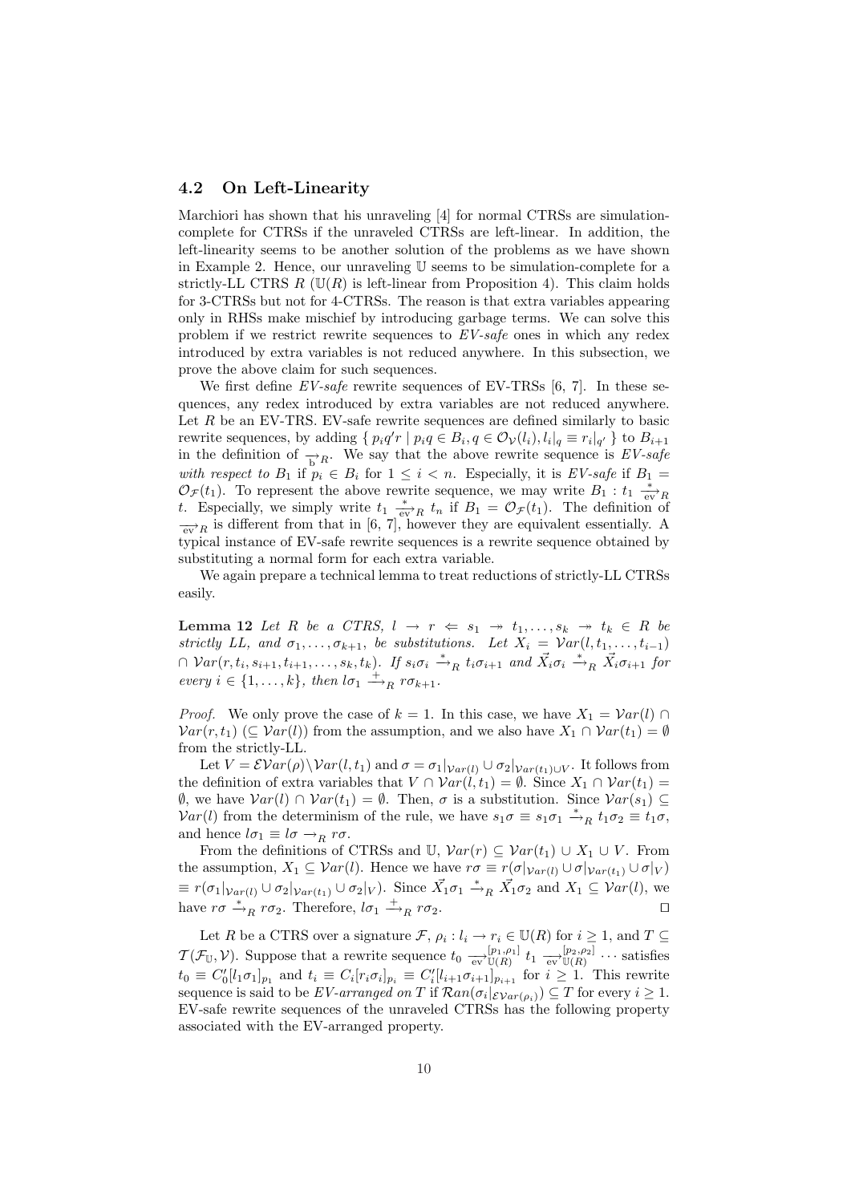### 4.2 On Left-Linearity

Marchiori has shown that his unraveling [4] for normal CTRSs are simulation-complete for CTRSs if the unraveled CTRSs are left-linear. In addition, the left-linearity seems to be another solution of the problems as we have shown in Example 2. Hence, our unraveling $\mathbb{U}$ seems to be simulation-complete for a strictly-LL CTRS $R$ ($\mathbb{U}(R)$ is left-linear from Proposition 4). This claim holds for 3-CTRSs but not for 4-CTRSs. The reason is that extra variables appearing only in RHSs make mischief by introducing garbage terms. We can solve this problem if we restrict rewrite sequences to *EV-safe* ones in which any redex introduced by extra variables is not reduced anywhere. In this subsection, we prove the above claim for such sequences.

We first define *EV-safe* rewrite sequences of EV-TRSs [6, 7]. In these sequences, any redex introduced by extra variables are not reduced anywhere. Let $R$ be an EV-TRS. EV-safe rewrite sequences are defined similarly to basic rewrite sequences, by adding $\{ p_i q' r \mid p_i q \in B_i, q \in \mathcal{O}_\mathcal{V}(l_i), l_i|_q \equiv r_i|_{q'} \}$ to $B_{i+1}$ in the definition of $\xrightarrow[\mathrm{b}]{}_R$. We say that the above rewrite sequence is *EV-safe with respect to* $B_1$ if $p_i \in B_i$ for $1 \leq i < n$. Especially, it is *EV-safe* if $B_1 = \mathcal{O}_\mathcal{F}(t_1)$. To represent the above rewrite sequence, we may write $B_1 : t_1 \xrightarrow[\mathrm{ev}]{*}_R t$. Especially, we simply write $t_1 \xrightarrow[\mathrm{ev}]{*}_R t_n$ if $B_1 = \mathcal{O}_\mathcal{F}(t_1)$. The definition of $\xrightarrow[\mathrm{ev}]{}_R$ is different from that in [6, 7], however they are equivalent essentially. A typical instance of EV-safe rewrite sequences is a rewrite sequence obtained by substituting a normal form for each extra variable.

We again prepare a technical lemma to treat reductions of strictly-LL CTRSs easily.

**Lemma 12** *Let $R$ be a CTRS, $l \to r \Leftarrow s_1 \twoheadrightarrow t_1, \ldots, s_k \twoheadrightarrow t_k \in R$ be strictly LL, and $\sigma_1, \ldots, \sigma_{k+1}$, be substitutions. Let $X_i = \mathcal{V}ar(l, t_1, \ldots, t_{i-1}) \cap \mathcal{V}ar(r, t_i, s_{i+1}, t_{i+1}, \ldots, s_k, t_k)$. If $s_i\sigma_i \xrightarrow{*}_R t_i\sigma_{i+1}$ and $\vec{X_i}\sigma_i \xrightarrow{*}_R \vec{X_i}\sigma_{i+1}$ for every $i \in \{1, \ldots, k\}$, then $l\sigma_1 \xrightarrow{+}_R r\sigma_{k+1}$.*

*Proof.* We only prove the case of $k = 1$. In this case, we have $X_1 = \mathcal{V}ar(l) \cap \mathcal{V}ar(r, t_1)$ ($\subseteq \mathcal{V}ar(l)$) from the assumption, and we also have $X_1 \cap \mathcal{V}ar(t_1) = \emptyset$ from the strictly-LL.

Let $V = \mathcal{EV}ar(\rho) \setminus \mathcal{V}ar(l, t_1)$ and $\sigma = \sigma_1|_{\mathcal{V}ar(l)} \cup \sigma_2|_{\mathcal{V}ar(t_1) \cup V}$. It follows from the definition of extra variables that $V \cap \mathcal{V}ar(l, t_1) = \emptyset$. Since $X_1 \cap \mathcal{V}ar(t_1) = \emptyset$, we have $\mathcal{V}ar(l) \cap \mathcal{V}ar(t_1) = \emptyset$. Then, $\sigma$ is a substitution. Since $\mathcal{V}ar(s_1) \subseteq \mathcal{V}ar(l)$ from the determinism of the rule, we have $s_1\sigma \equiv s_1\sigma_1 \xrightarrow{*}_R t_1\sigma_2 \equiv t_1\sigma$, and hence $l\sigma_1 \equiv l\sigma \to_R r\sigma$.

From the definitions of CTRSs and $\mathbb{U}$, $\mathcal{V}ar(r) \subseteq \mathcal{V}ar(t_1) \cup X_1 \cup V$. From the assumption, $X_1 \subseteq \mathcal{V}ar(l)$. Hence we have $r\sigma \equiv r(\sigma|_{\mathcal{V}ar(l)} \cup \sigma|_{\mathcal{V}ar(t_1)} \cup \sigma|_V)$ $\equiv r(\sigma_1|_{\mathcal{V}ar(l)} \cup \sigma_2|_{\mathcal{V}ar(t_1)} \cup \sigma_2|_V)$. Since $\vec{X_1}\sigma_1 \xrightarrow{*}_R \vec{X_1}\sigma_2$ and $X_1 \subseteq \mathcal{V}ar(l)$, we have $r\sigma \xrightarrow{*}_R r\sigma_2$. Therefore, $l\sigma_1 \xrightarrow{+}_R r\sigma_2$. ⊓⊔

Let $R$ be a CTRS over a signature $\mathcal{F}$, $\rho_i : l_i \to r_i \in \mathbb{U}(R)$ for $i \geq 1$, and $T \subseteq \mathcal{T}(\mathcal{F}_\mathbb{U}, \mathcal{V})$. Suppose that a rewrite sequence $t_0 \xrightarrow[\mathrm{ev}]{[p_1,\rho_1]}_{\mathbb{U}(R)} t_1 \xrightarrow[\mathrm{ev}]{[p_2,\rho_2]}_{\mathbb{U}(R)} \cdots$ satisfies $t_0 \equiv C'_0[l_1\sigma_1]_{p_1}$ and $t_i \equiv C_i[r_i\sigma_i]_{p_i} \equiv C'_i[l_{i+1}\sigma_{i+1}]_{p_{i+1}}$ for $i \geq 1$. This rewrite sequence is said to be *EV-arranged on* $T$ if $\mathcal{R}an(\sigma_i|_{\mathcal{EV}ar(\rho_i)}) \subseteq T$ for every $i \geq 1$. EV-safe rewrite sequences of the unraveled CTRSs has the following property associated with the EV-arranged property.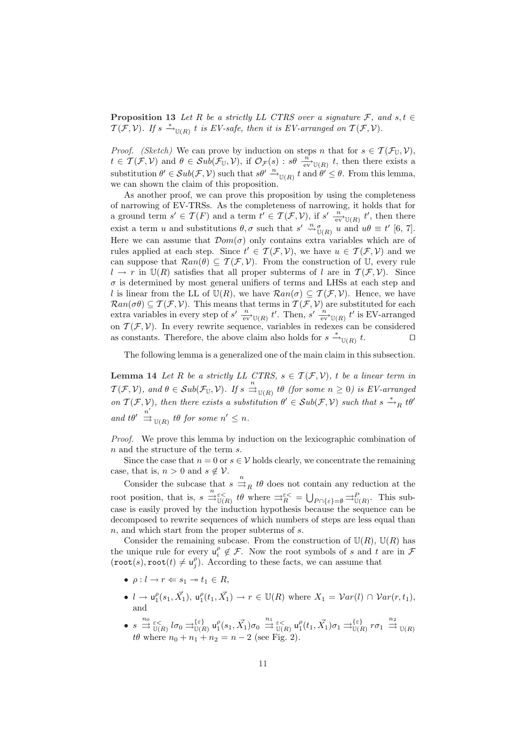**Proposition 13** *Let $R$ be a strictly LL CTRS over a signature $\mathcal{F}$, and $s, t \in \mathcal{T}(\mathcal{F}, \mathcal{V})$. If $s \xrightarrow{*}_{\mathbb{U}(R)} t$ is EV-safe, then it is EV-arranged on $\mathcal{T}(\mathcal{F}, \mathcal{V})$.*

*Proof.* (*Sketch*) We can prove by induction on steps $n$ that for $s \in \mathcal{T}(\mathcal{F}_{\mathbb{U}}, \mathcal{V})$, $t \in \mathcal{T}(\mathcal{F}, \mathcal{V})$ and $\theta \in \mathcal{S}ub(\mathcal{F}_{\mathbb{U}}, \mathcal{V})$, if $\mathcal{O}_{\mathcal{F}}(s) : s\theta \xrightarrow[\text{ev}]{n}_{\mathbb{U}(R)} t$, then there exists a substitution $\theta' \in \mathcal{S}ub(\mathcal{F}, \mathcal{V})$ such that $s\theta' \xrightarrow{n}_{\mathbb{U}(R)} t$ and $\theta' \leq \theta$. From this lemma, we can shown the claim of this proposition.

As another proof, we can prove this proposition by using the completeness of narrowing of EV-TRSs. As the completeness of narrowing, it holds that for a ground term $s' \in \mathcal{T}(F)$ and a term $t' \in \mathcal{T}(\mathcal{F}, \mathcal{V})$, if $s' \xrightarrow[\text{ev}]{n}_{\mathbb{U}(R)} t'$, then there exist a term $u$ and substitutions $\theta, \sigma$ such that $s' \overset{n}{\rightsquigarrow}{}^{\sigma}_{\mathbb{U}(R)} u$ and $u\theta \equiv t'$ [6, 7]. Here we can assume that $\mathcal{D}om(\sigma)$ only contains extra variables which are of rules applied at each step. Since $t' \in \mathcal{T}(\mathcal{F}, \mathcal{V})$, we have $u \in \mathcal{T}(\mathcal{F}, \mathcal{V})$ and we can suppose that $\mathcal{R}an(\theta) \subseteq \mathcal{T}(\mathcal{F}, \mathcal{V})$. From the construction of $\mathbb{U}$, every rule $l \to r$ in $\mathbb{U}(R)$ satisfies that all proper subterms of $l$ are in $\mathcal{T}(\mathcal{F}, \mathcal{V})$. Since $\sigma$ is determined by most general unifiers of terms and LHSs at each step and $l$ is linear from the LL of $\mathbb{U}(R)$, we have $\mathcal{R}an(\sigma) \subseteq \mathcal{T}(\mathcal{F}, \mathcal{V})$. Hence, we have $\mathcal{R}an(\sigma\theta) \subseteq \mathcal{T}(\mathcal{F}, \mathcal{V})$. This means that terms in $\mathcal{T}(\mathcal{F}, \mathcal{V})$ are substituted for each extra variables in every step of $s' \xrightarrow[\text{ev}]{n}_{\mathbb{U}(R)} t'$. Then, $s' \xrightarrow[\text{ev}]{n}_{\mathbb{U}(R)} t'$ is EV-arranged on $\mathcal{T}(\mathcal{F}, \mathcal{V})$. In every rewrite sequence, variables in redexes can be considered as constants. Therefore, the above claim also holds for $s \xrightarrow{*}_{\mathbb{U}(R)} t$. $\square$

The following lemma is a generalized one of the main claim in this subsection.

**Lemma 14** *Let $R$ be a strictly LL CTRS, $s \in \mathcal{T}(\mathcal{F}, \mathcal{V})$, $t$ be a linear term in $\mathcal{T}(\mathcal{F}, \mathcal{V})$, and $\theta \in \mathcal{S}ub(\mathcal{F}_{\mathbb{U}}, \mathcal{V})$. If $s \overset{n}{\rightrightarrows}_{\mathbb{U}(R)} t\theta$ (for some $n \geq 0$) is EV-arranged on $\mathcal{T}(\mathcal{F}, \mathcal{V})$, then there exists a substitution $\theta' \in \mathcal{S}ub(\mathcal{F}, \mathcal{V})$ such that $s \xrightarrow{*}_R t\theta'$ and $t\theta' \overset{n'}{\rightrightarrows}_{\mathbb{U}(R)} t\theta$ for some $n' \leq n$.*

*Proof.* We prove this lemma by induction on the lexicographic combination of $n$ and the structure of the term $s$.

Since the case that $n = 0$ or $s \in \mathcal{V}$ holds clearly, we concentrate the remaining case, that is, $n > 0$ and $s \notin \mathcal{V}$.

Consider the subcase that $s \overset{n}{\rightrightarrows}_R t\theta$ does not contain any reduction at the root position, that is, $s \overset{n}{\rightrightarrows}{}^{\varepsilon<}_{\mathbb{U}(R)} t\theta$ where $\rightrightarrows^{\varepsilon<}_R = \bigcup_{P \cap \{\varepsilon\} = \emptyset} \rightrightarrows^P_{\mathbb{U}(R)}$. This subcase is easily proved by the induction hypothesis because the sequence can be decomposed to rewrite sequences of which numbers of steps are less equal than $n$, and which start from the proper subterms of $s$.

Consider the remaining subcase. From the construction of $\mathbb{U}(R)$, $\mathbb{U}(R)$ has the unique rule for every $\mathsf{u}^\rho_i \notin \mathcal{F}$. Now the root symbols of $s$ and $t$ are in $\mathcal{F}$ ($\mathtt{root}(s), \mathtt{root}(t) \neq \mathsf{u}^\rho_j$). According to these facts, we can assume that

- $\rho : l \to r \Leftarrow s_1 \twoheadrightarrow t_1 \in R$,
- $l \to \mathsf{u}^\rho_1(s_1, \vec{X_1})$, $\mathsf{u}^\rho_1(t_1, \vec{X_1}) \to r \in \mathbb{U}(R)$ where $X_1 = \mathcal{V}ar(l) \cap \mathcal{V}ar(r, t_1)$, and
- $s \overset{n_0}{\rightrightarrows}{}^{\varepsilon<}_{\mathbb{U}(R)} l\sigma_0 \rightrightarrows^{\{\varepsilon\}}_{\mathbb{U}(R)} \mathsf{u}^\rho_1(s_1, \vec{X_1})\sigma_0 \overset{n_1}{\rightrightarrows}{}^{\varepsilon<}_{\mathbb{U}(R)} \mathsf{u}^\rho_1(t_1, \vec{X_1})\sigma_1 \rightrightarrows^{\{\varepsilon\}}_{\mathbb{U}(R)} r\sigma_1 \overset{n_2}{\rightrightarrows}_{\mathbb{U}(R)} t\theta$ where $n_0 + n_1 + n_2 = n - 2$ (see Fig. 2).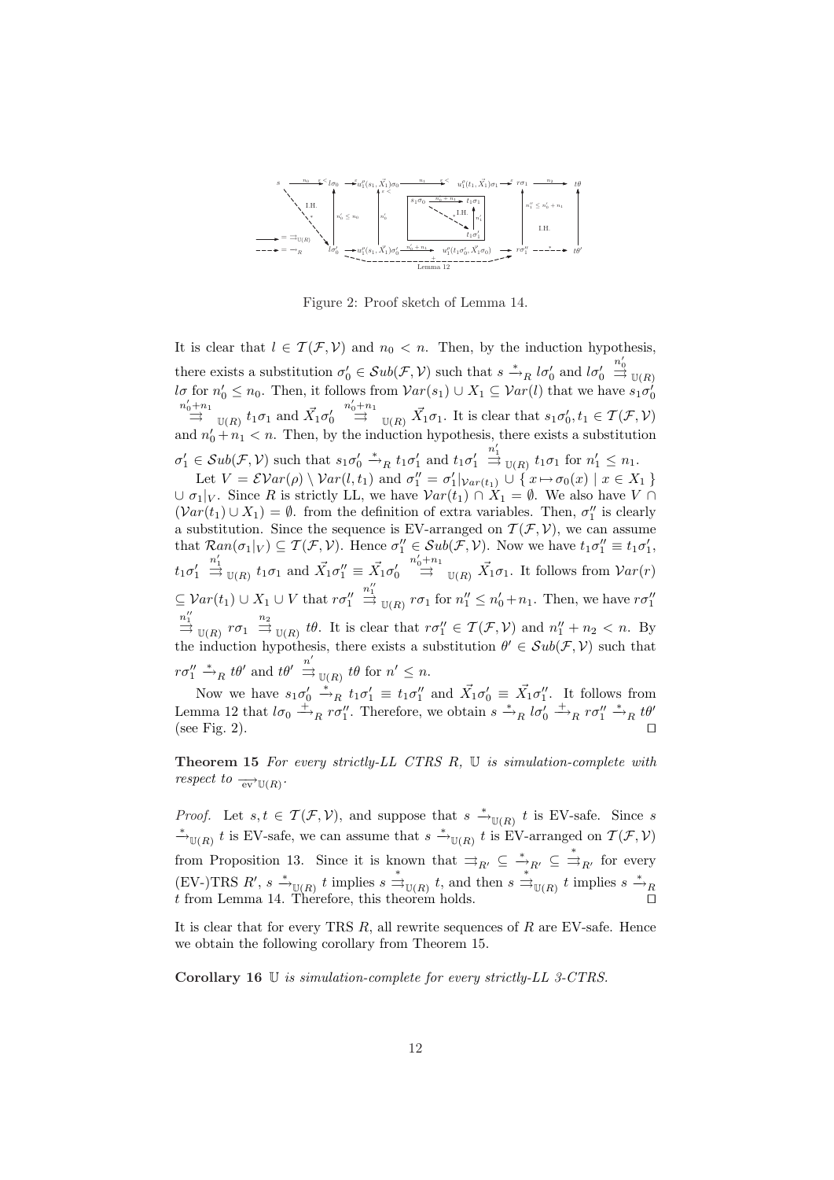Figure 2: Proof sketch of Lemma 14.

It is clear that $l \in \mathcal{T}(\mathcal{F},\mathcal{V})$ and $n_0 < n$. Then, by the induction hypothesis, there exists a substitution $\sigma_0' \in \mathcal{S}ub(\mathcal{F},\mathcal{V})$ such that $s \xrightarrow{*}_R l\sigma_0'$ and $l\sigma_0' \overset{n_0'}{\rightrightarrows}_{\mathbb{U}(R)} l\sigma$ for $n_0' \leq n_0$. Then, it follows from $\mathcal{V}ar(s_1) \cup X_1 \subseteq \mathcal{V}ar(l)$ that we have $s_1\sigma_0' \overset{n_0'+n_1}{\rightrightarrows}_{\mathbb{U}(R)} t_1\sigma_1$ and $\vec{X}_1\sigma_0' \overset{n_0'+n_1}{\rightrightarrows}_{\mathbb{U}(R)} \vec{X}_1\sigma_1$. It is clear that $s_1\sigma_0', t_1 \in \mathcal{T}(\mathcal{F},\mathcal{V})$ and $n_0'+n_1 < n$. Then, by the induction hypothesis, there exists a substitution $\sigma_1' \in \mathcal{S}ub(\mathcal{F},\mathcal{V})$ such that $s_1\sigma_0' \xrightarrow{*}_R t_1\sigma_1'$ and $t_1\sigma_1' \overset{n_1'}{\rightrightarrows}_{\mathbb{U}(R)} t_1\sigma_1$ for $n_1' \leq n_1$.

Let $V = \mathcal{EV}ar(\rho) \setminus \mathcal{V}ar(l,t_1)$ and $\sigma_1'' = \sigma_1'|_{\mathcal{V}ar(t_1)} \cup \{\, x \mapsto \sigma_0(x) \mid x \in X_1 \,\} \cup \sigma_1|_V$. Since $R$ is strictly LL, we have $\mathcal{V}ar(t_1) \cap X_1 = \emptyset$. We also have $V \cap (\mathcal{V}ar(t_1) \cup X_1) = \emptyset$. from the definition of extra variables. Then, $\sigma_1''$ is clearly a substitution. Since the sequence is EV-arranged on $\mathcal{T}(\mathcal{F},\mathcal{V})$, we can assume that $\mathcal{R}an(\sigma_1|_V) \subseteq \mathcal{T}(\mathcal{F},\mathcal{V})$. Hence $\sigma_1'' \in \mathcal{S}ub(\mathcal{F},\mathcal{V})$. Now we have $t_1\sigma_1'' \equiv t_1\sigma_1'$, $t_1\sigma_1' \overset{n_1'}{\rightrightarrows}_{\mathbb{U}(R)} t_1\sigma_1$ and $\vec{X}_1\sigma_1'' \equiv \vec{X}_1\sigma_0' \overset{n_0'+n_1}{\rightrightarrows}_{\mathbb{U}(R)} \vec{X}_1\sigma_1$. It follows from $\mathcal{V}ar(r) \subseteq \mathcal{V}ar(t_1) \cup X_1 \cup V$ that $r\sigma_1'' \overset{n_1''}{\rightrightarrows}_{\mathbb{U}(R)} r\sigma_1$ for $n_1'' \leq n_0'+n_1$. Then, we have $r\sigma_1'' \overset{n_1''}{\rightrightarrows}_{\mathbb{U}(R)} r\sigma_1 \overset{n_2}{\rightrightarrows}_{\mathbb{U}(R)} t\theta$. It is clear that $r\sigma_1'' \in \mathcal{T}(\mathcal{F},\mathcal{V})$ and $n_1''+n_2 < n$. By the induction hypothesis, there exists a substitution $\theta' \in \mathcal{S}ub(\mathcal{F},\mathcal{V})$ such that $r\sigma_1'' \xrightarrow{*}_R t\theta'$ and $t\theta' \overset{n'}{\rightrightarrows}_{\mathbb{U}(R)} t\theta$ for $n' \leq n$.

Now we have $s_1\sigma_0' \xrightarrow{*}_R t_1\sigma_1' \equiv t_1\sigma_1''$ and $\vec{X}_1\sigma_0' \equiv \vec{X}_1\sigma_1''$. It follows from Lemma 12 that $l\sigma_0 \xrightarrow{+}_R r\sigma_1''$. Therefore, we obtain $s \xrightarrow{*}_R l\sigma_0' \xrightarrow{+}_R r\sigma_1'' \xrightarrow{*}_R t\theta'$ (see Fig. 2). $\square$

**Theorem 15** *For every strictly-LL CTRS $R$, $\mathbb{U}$ is simulation-complete with respect to $\underset{\text{ev}}{\rightarrow}_{\mathbb{U}(R)}$.*

*Proof.* Let $s,t \in \mathcal{T}(\mathcal{F},\mathcal{V})$, and suppose that $s \xrightarrow{*}_{\mathbb{U}(R)} t$ is EV-safe. Since $s \xrightarrow{*}_{\mathbb{U}(R)} t$ is EV-safe, we can assume that $s \xrightarrow{*}_{\mathbb{U}(R)} t$ is EV-arranged on $\mathcal{T}(\mathcal{F},\mathcal{V})$ from Proposition 13. Since it is known that $\rightrightarrows_{R'} \subseteq \xrightarrow{*}_{R'} \subseteq \overset{*}{\rightrightarrows}_{R'}$ for every (EV-)TRS $R'$, $s \xrightarrow{*}_{\mathbb{U}(R)} t$ implies $s \overset{*}{\rightrightarrows}_{\mathbb{U}(R)} t$, and then $s \overset{*}{\rightrightarrows}_{\mathbb{U}(R)} t$ implies $s \xrightarrow{*}_R t$ from Lemma 14. Therefore, this theorem holds. $\square$

It is clear that for every TRS $R$, all rewrite sequences of $R$ are EV-safe. Hence we obtain the following corollary from Theorem 15.

**Corollary 16** *$\mathbb{U}$ is simulation-complete for every strictly-LL 3-CTRS.*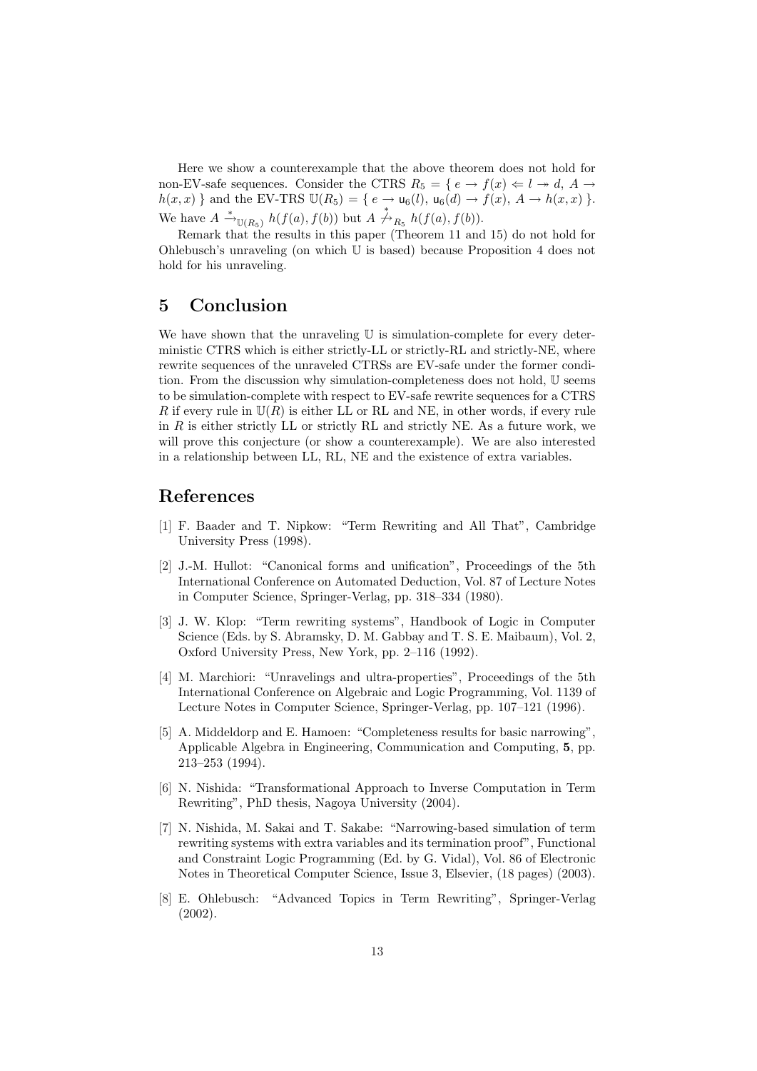Here we show a counterexample that the above theorem does not hold for non-EV-safe sequences. Consider the CTRS $R_5 = \{\, e \to f(x) \Leftarrow l \twoheadrightarrow d,\ A \to h(x,x) \,\}$ and the EV-TRS $\mathbb{U}(R_5) = \{\, e \to \mathsf{u}_6(l),\ \mathsf{u}_6(d) \to f(x),\ A \to h(x,x) \,\}$. We have $A \xrightarrow{*}_{\mathbb{U}(R_5)} h(f(a), f(b))$ but $A \not\xrightarrow{*}_{R_5} h(f(a), f(b))$.

Remark that the results in this paper (Theorem 11 and 15) do not hold for Ohlebusch's unraveling (on which $\mathbb{U}$ is based) because Proposition 4 does not hold for his unraveling.

## 5 Conclusion

We have shown that the unraveling $\mathbb{U}$ is simulation-complete for every deterministic CTRS which is either strictly-LL or strictly-RL and strictly-NE, where rewrite sequences of the unraveled CTRSs are EV-safe under the former condition. From the discussion why simulation-completeness does not hold, $\mathbb{U}$ seems to be simulation-complete with respect to EV-safe rewrite sequences for a CTRS $R$ if every rule in $\mathbb{U}(R)$ is either LL or RL and NE, in other words, if every rule in $R$ is either strictly LL or strictly RL and strictly NE. As a future work, we will prove this conjecture (or show a counterexample). We are also interested in a relationship between LL, RL, NE and the existence of extra variables.

## References

[1] F. Baader and T. Nipkow: "Term Rewriting and All That", Cambridge University Press (1998).

[2] J.-M. Hullot: "Canonical forms and unification", Proceedings of the 5th International Conference on Automated Deduction, Vol. 87 of Lecture Notes in Computer Science, Springer-Verlag, pp. 318–334 (1980).

[3] J. W. Klop: "Term rewriting systems", Handbook of Logic in Computer Science (Eds. by S. Abramsky, D. M. Gabbay and T. S. E. Maibaum), Vol. 2, Oxford University Press, New York, pp. 2–116 (1992).

[4] M. Marchiori: "Unravelings and ultra-properties", Proceedings of the 5th International Conference on Algebraic and Logic Programming, Vol. 1139 of Lecture Notes in Computer Science, Springer-Verlag, pp. 107–121 (1996).

[5] A. Middeldorp and E. Hamoen: "Completeness results for basic narrowing", Applicable Algebra in Engineering, Communication and Computing, **5**, pp. 213–253 (1994).

[6] N. Nishida: "Transformational Approach to Inverse Computation in Term Rewriting", PhD thesis, Nagoya University (2004).

[7] N. Nishida, M. Sakai and T. Sakabe: "Narrowing-based simulation of term rewriting systems with extra variables and its termination proof", Functional and Constraint Logic Programming (Ed. by G. Vidal), Vol. 86 of Electronic Notes in Theoretical Computer Science, Issue 3, Elsevier, (18 pages) (2003).

[8] E. Ohlebusch: "Advanced Topics in Term Rewriting", Springer-Verlag (2002).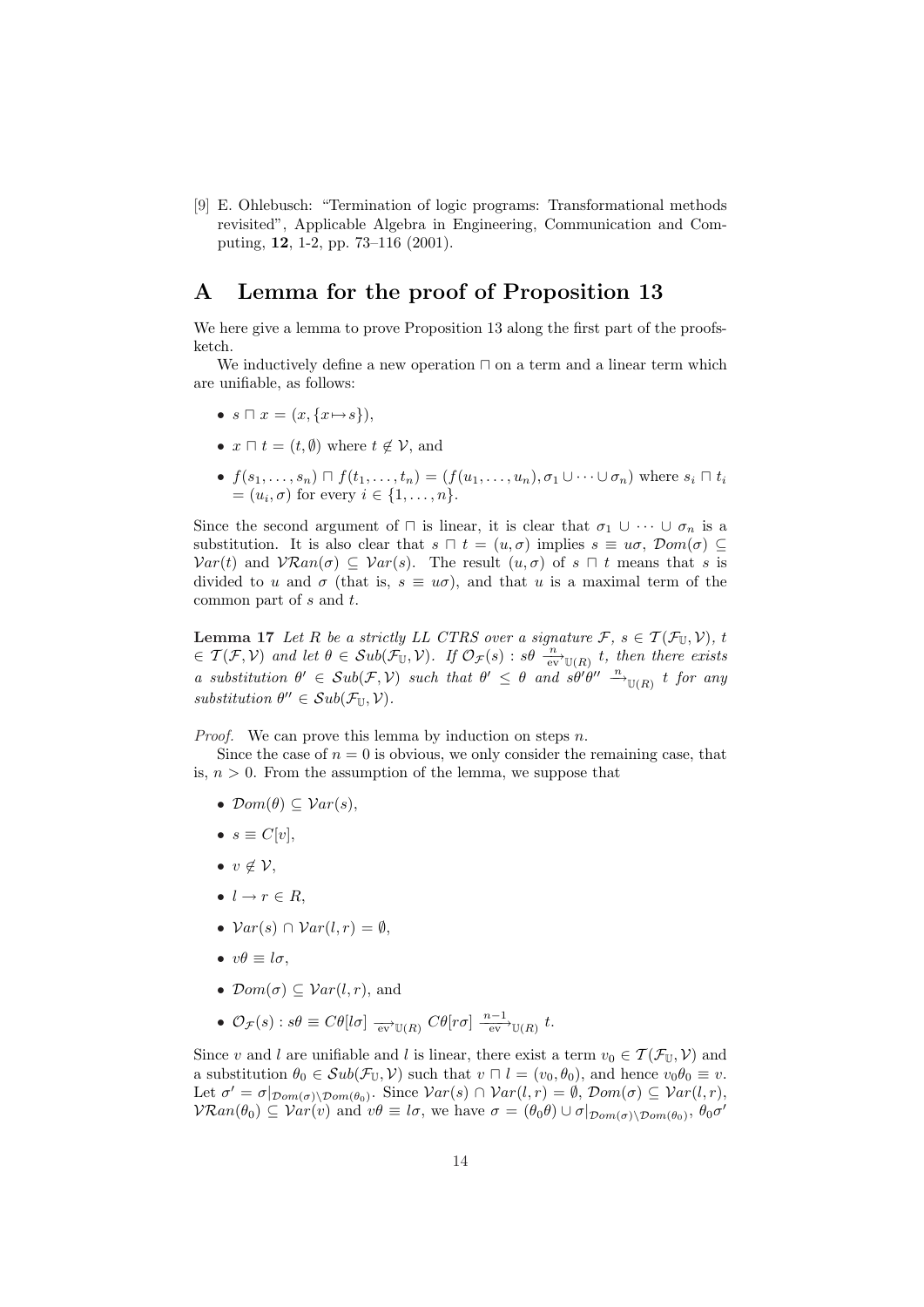[9] E. Ohlebusch: "Termination of logic programs: Transformational methods revisited", Applicable Algebra in Engineering, Communication and Computing, **12**, 1-2, pp. 73–116 (2001).

# A Lemma for the proof of Proposition 13

We here give a lemma to prove Proposition 13 along the first part of the proofsketch.

We inductively define a new operation $\sqcap$ on a term and a linear term which are unifiable, as follows:

- $s \sqcap x = (x, \{x \mapsto s\})$,
- $x \sqcap t = (t, \emptyset)$ where $t \notin \mathcal{V}$, and
- $f(s_1, \ldots, s_n) \sqcap f(t_1, \ldots, t_n) = (f(u_1, \ldots, u_n), \sigma_1 \cup \cdots \cup \sigma_n)$ where $s_i \sqcap t_i = (u_i, \sigma)$ for every $i \in \{1, \ldots, n\}$.

Since the second argument of $\sqcap$ is linear, it is clear that $\sigma_1 \cup \cdots \cup \sigma_n$ is a substitution. It is also clear that $s \sqcap t = (u, \sigma)$ implies $s \equiv u\sigma$, $\mathcal{D}om(\sigma) \subseteq \mathcal{V}ar(t)$ and $\mathcal{VR}an(\sigma) \subseteq \mathcal{V}ar(s)$. The result $(u, \sigma)$ of $s \sqcap t$ means that $s$ is divided to $u$ and $\sigma$ (that is, $s \equiv u\sigma$), and that $u$ is a maximal term of the common part of $s$ and $t$.

**Lemma 17** *Let $R$ be a strictly LL CTRS over a signature $\mathcal{F}$, $s \in \mathcal{T}(\mathcal{F}_{\mathbb{U}}, \mathcal{V})$, $t \in \mathcal{T}(\mathcal{F}, \mathcal{V})$ and let $\theta \in \mathcal{S}ub(\mathcal{F}_{\mathbb{U}}, \mathcal{V})$. If $\mathcal{O}_{\mathcal{F}}(s) : s\theta \xrightarrow[\text{ev}]{n}_{\mathbb{U}(R)} t$, then there exists a substitution $\theta' \in \mathcal{S}ub(\mathcal{F}, \mathcal{V})$ such that $\theta' \leq \theta$ and $s\theta'\theta'' \xrightarrow{n}_{\mathbb{U}(R)} t$ for any substitution $\theta'' \in \mathcal{S}ub(\mathcal{F}_{\mathbb{U}}, \mathcal{V})$.*

*Proof.* We can prove this lemma by induction on steps $n$.

Since the case of $n = 0$ is obvious, we only consider the remaining case, that is, $n > 0$. From the assumption of the lemma, we suppose that

- $\mathcal{D}om(\theta) \subseteq \mathcal{V}ar(s)$,
- $s \equiv C[v]$,
- $v \notin \mathcal{V}$,
- $l \to r \in R$,
- $\mathcal{V}ar(s) \cap \mathcal{V}ar(l, r) = \emptyset$,
- $v\theta \equiv l\sigma$,
- $\mathcal{D}om(\sigma) \subseteq \mathcal{V}ar(l, r)$, and
- $\mathcal{O}_{\mathcal{F}}(s) : s\theta \equiv C\theta[l\sigma] \xrightarrow[\text{ev}]{}_{\mathbb{U}(R)} C\theta[r\sigma] \xrightarrow[\text{ev}]{n-1}_{\mathbb{U}(R)} t$.

Since $v$ and $l$ are unifiable and $l$ is linear, there exist a term $v_0 \in \mathcal{T}(\mathcal{F}_{\mathbb{U}}, \mathcal{V})$ and a substitution $\theta_0 \in \mathcal{S}ub(\mathcal{F}_{\mathbb{U}}, \mathcal{V})$ such that $v \sqcap l = (v_0, \theta_0)$, and hence $v_0\theta_0 \equiv v$. Let $\sigma' = \sigma|_{\mathcal{D}om(\sigma) \setminus \mathcal{D}om(\theta_0)}$. Since $\mathcal{V}ar(s) \cap \mathcal{V}ar(l, r) = \emptyset$, $\mathcal{D}om(\sigma) \subseteq \mathcal{V}ar(l, r)$, $\mathcal{VR}an(\theta_0) \subseteq \mathcal{V}ar(v)$ and $v\theta \equiv l\sigma$, we have $\sigma = (\theta_0\theta) \cup \sigma|_{\mathcal{D}om(\sigma) \setminus \mathcal{D}om(\theta_0)}$, $\theta_0\sigma'$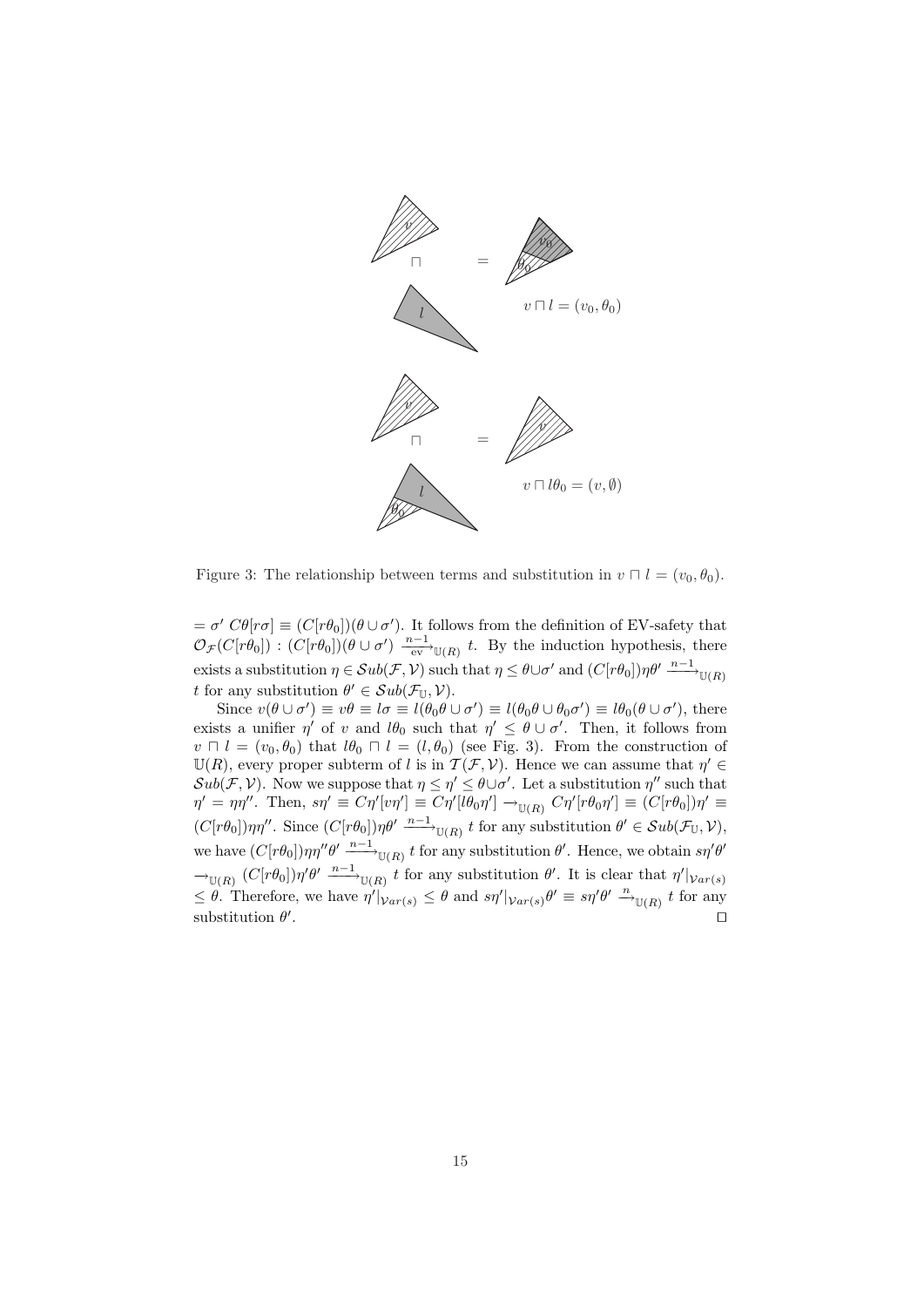$v$

$\sqcap$ $=$ $v_0$ $\theta_0$

$l$

$v \sqcap l = (v_0, \theta_0)$

$v$

$\sqcap$ $=$ $v$

$l$

$\theta_0$

$v \sqcap l\theta_0 = (v, \emptyset)$

Figure 3: The relationship between terms and substitution in $v \sqcap l = (v_0, \theta_0)$.

$= \sigma'\ C\theta[r\sigma] \equiv (C[r\theta_0])(\theta \cup \sigma')$. It follows from the definition of EV-safety that $\mathcal{O}_{\mathcal{F}}(C[r\theta_0]) : (C[r\theta_0])(\theta \cup \sigma') \xrightarrow[\text{ev}]{n-1}_{\mathbb{U}(R)} t$. By the induction hypothesis, there exists a substitution $\eta \in \mathcal{S}ub(\mathcal{F}, \mathcal{V})$ such that $\eta \leq \theta \cup \sigma'$ and $(C[r\theta_0])\eta\theta' \xrightarrow{n-1}_{\mathbb{U}(R)} t$ for any substitution $\theta' \in \mathcal{S}ub(\mathcal{F}_{\mathbb{U}}, \mathcal{V})$.

Since $v(\theta \cup \sigma') \equiv v\theta \equiv l\sigma \equiv l(\theta_0\theta \cup \sigma') \equiv l(\theta_0\theta \cup \theta_0\sigma') \equiv l\theta_0(\theta \cup \sigma')$, there exists a unifier $\eta'$ of $v$ and $l\theta_0$ such that $\eta' \leq \theta \cup \sigma'$. Then, it follows from $v \sqcap l = (v_0, \theta_0)$ that $l\theta_0 \sqcap l = (l, \theta_0)$ (see Fig. 3). From the construction of $\mathbb{U}(R)$, every proper subterm of $l$ is in $\mathcal{T}(\mathcal{F}, \mathcal{V})$. Hence we can assume that $\eta' \in \mathcal{S}ub(\mathcal{F}, \mathcal{V})$. Now we suppose that $\eta \leq \eta' \leq \theta \cup \sigma'$. Let a substitution $\eta''$ such that $\eta' = \eta\eta''$. Then, $s\eta' \equiv C\eta'[v\eta'] \equiv C\eta'[l\theta_0\eta'] \to_{\mathbb{U}(R)} C\eta'[r\theta_0\eta'] \equiv (C[r\theta_0])\eta' \equiv (C[r\theta_0])\eta\eta''$. Since $(C[r\theta_0])\eta\theta' \xrightarrow{n-1}_{\mathbb{U}(R)} t$ for any substitution $\theta' \in \mathcal{S}ub(\mathcal{F}_{\mathbb{U}}, \mathcal{V})$, we have $(C[r\theta_0])\eta\eta''\theta' \xrightarrow{n-1}_{\mathbb{U}(R)} t$ for any substitution $\theta'$. Hence, we obtain $s\eta'\theta' \to_{\mathbb{U}(R)} (C[r\theta_0])\eta'\theta' \xrightarrow{n-1}_{\mathbb{U}(R)} t$ for any substitution $\theta'$. It is clear that $\eta'|_{\mathcal{V}ar(s)} \leq \theta$. Therefore, we have $\eta'|_{\mathcal{V}ar(s)} \leq \theta$ and $s\eta'|_{\mathcal{V}ar(s)}\theta' \equiv s\eta'\theta' \xrightarrow{n}_{\mathbb{U}(R)} t$ for any substitution $\theta'$. $\square$